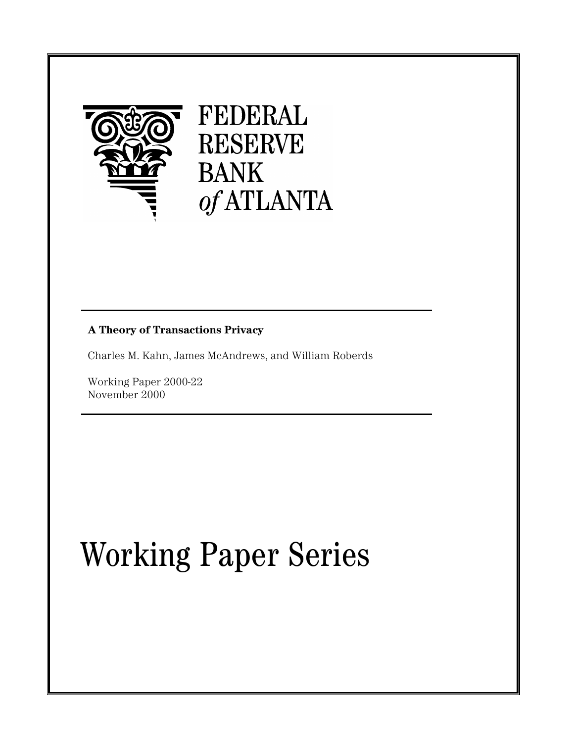FEDERAL RESERVE BANK of ATLANTA

**A Theory of Transactions Privacy**

Charles M. Kahn, James McAndrews, and William Roberds

Working Paper 2000-22
November 2000

# Working Paper Series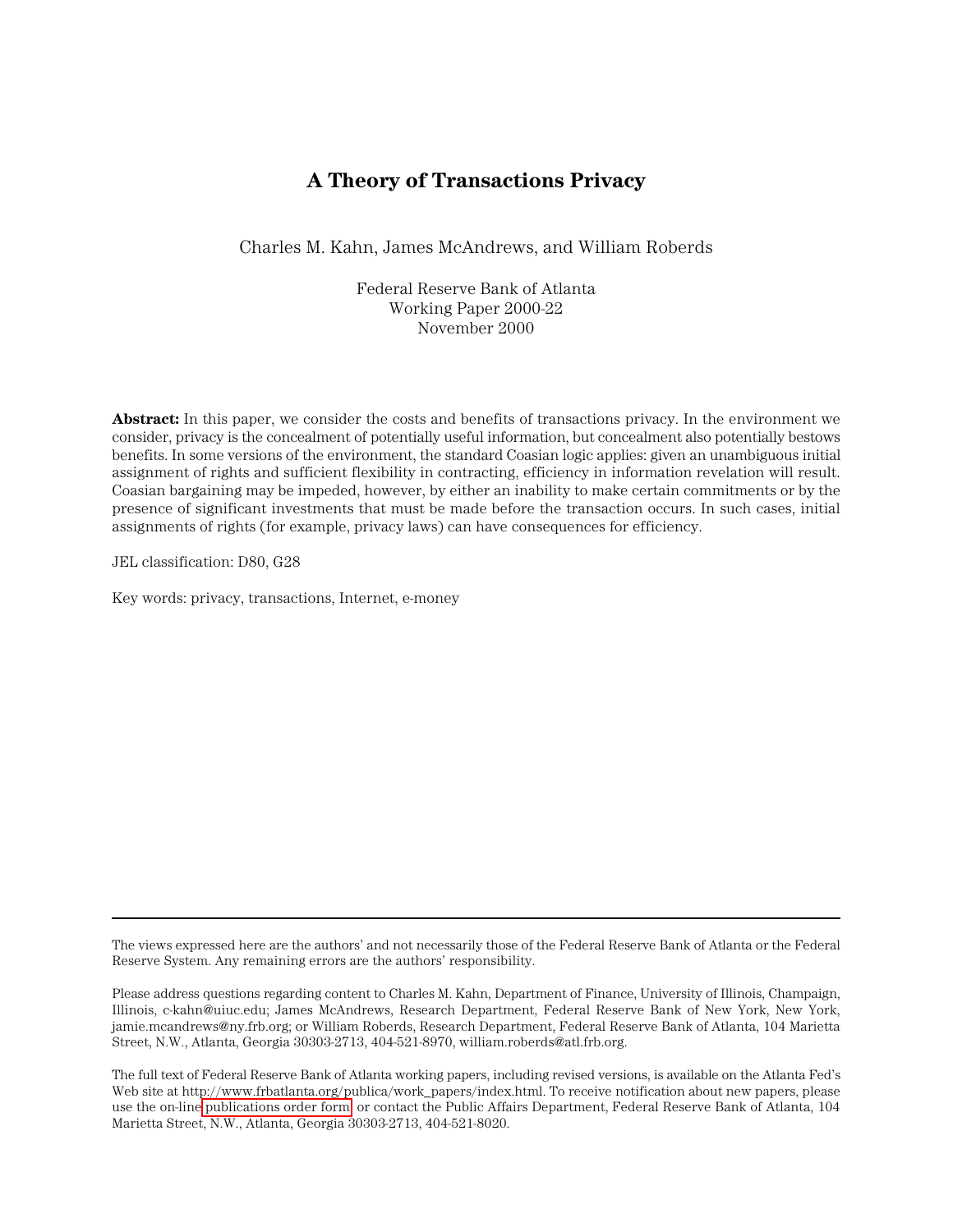# A Theory of Transactions Privacy

Charles M. Kahn, James McAndrews, and William Roberds

Federal Reserve Bank of Atlanta
Working Paper 2000-22
November 2000

**Abstract:** In this paper, we consider the costs and benefits of transactions privacy. In the environment we consider, privacy is the concealment of potentially useful information, but concealment also potentially bestows benefits. In some versions of the environment, the standard Coasian logic applies: given an unambiguous initial assignment of rights and sufficient flexibility in contracting, efficiency in information revelation will result. Coasian bargaining may be impeded, however, by either an inability to make certain commitments or by the presence of significant investments that must be made before the transaction occurs. In such cases, initial assignments of rights (for example, privacy laws) can have consequences for efficiency.

JEL classification: D80, G28

Key words: privacy, transactions, Internet, e-money

---

The views expressed here are the authors' and not necessarily those of the Federal Reserve Bank of Atlanta or the Federal Reserve System. Any remaining errors are the authors' responsibility.

Please address questions regarding content to Charles M. Kahn, Department of Finance, University of Illinois, Champaign, Illinois, c-kahn@uiuc.edu; James McAndrews, Research Department, Federal Reserve Bank of New York, New York, jamie.mcandrews@ny.frb.org; or William Roberds, Research Department, Federal Reserve Bank of Atlanta, 104 Marietta Street, N.W., Atlanta, Georgia 30303-2713, 404-521-8970, william.roberds@atl.frb.org.

The full text of Federal Reserve Bank of Atlanta working papers, including revised versions, is available on the Atlanta Fed's Web site at http://www.frbatlanta.org/publica/work_papers/index.html. To receive notification about new papers, please use the on-line publications order form, or contact the Public Affairs Department, Federal Reserve Bank of Atlanta, 104 Marietta Street, N.W., Atlanta, Georgia 30303-2713, 404-521-8020.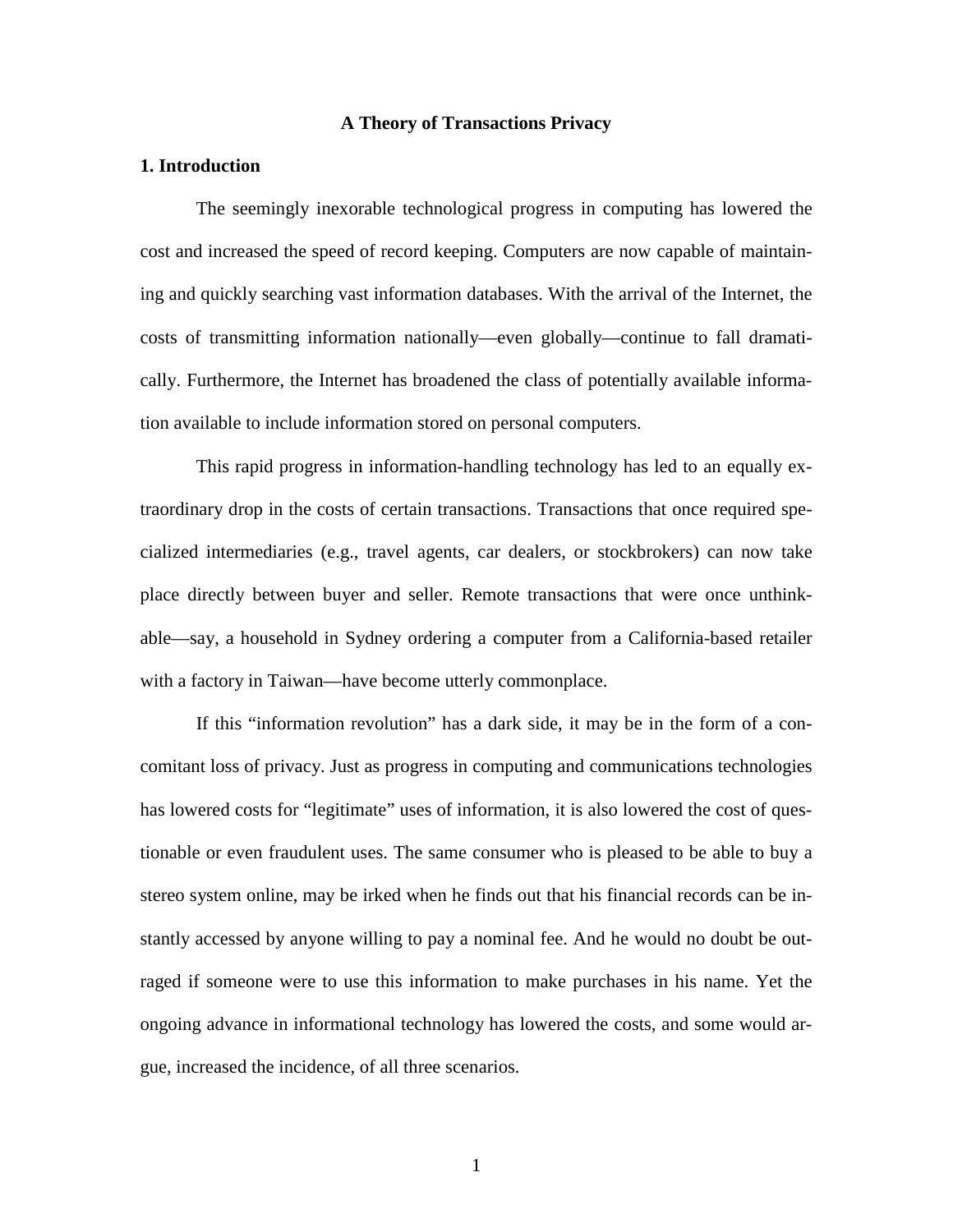**A Theory of Transactions Privacy**

**1. Introduction**

The seemingly inexorable technological progress in computing has lowered the cost and increased the speed of record keeping. Computers are now capable of maintaining and quickly searching vast information databases. With the arrival of the Internet, the costs of transmitting information nationally—even globally—continue to fall dramatically. Furthermore, the Internet has broadened the class of potentially available information available to include information stored on personal computers.

This rapid progress in information-handling technology has led to an equally extraordinary drop in the costs of certain transactions. Transactions that once required specialized intermediaries (e.g., travel agents, car dealers, or stockbrokers) can now take place directly between buyer and seller. Remote transactions that were once unthinkable—say, a household in Sydney ordering a computer from a California-based retailer with a factory in Taiwan—have become utterly commonplace.

If this "information revolution" has a dark side, it may be in the form of a concomitant loss of privacy. Just as progress in computing and communications technologies has lowered costs for "legitimate" uses of information, it is also lowered the cost of questionable or even fraudulent uses. The same consumer who is pleased to be able to buy a stereo system online, may be irked when he finds out that his financial records can be instantly accessed by anyone willing to pay a nominal fee. And he would no doubt be outraged if someone were to use this information to make purchases in his name. Yet the ongoing advance in informational technology has lowered the costs, and some would argue, increased the incidence, of all three scenarios.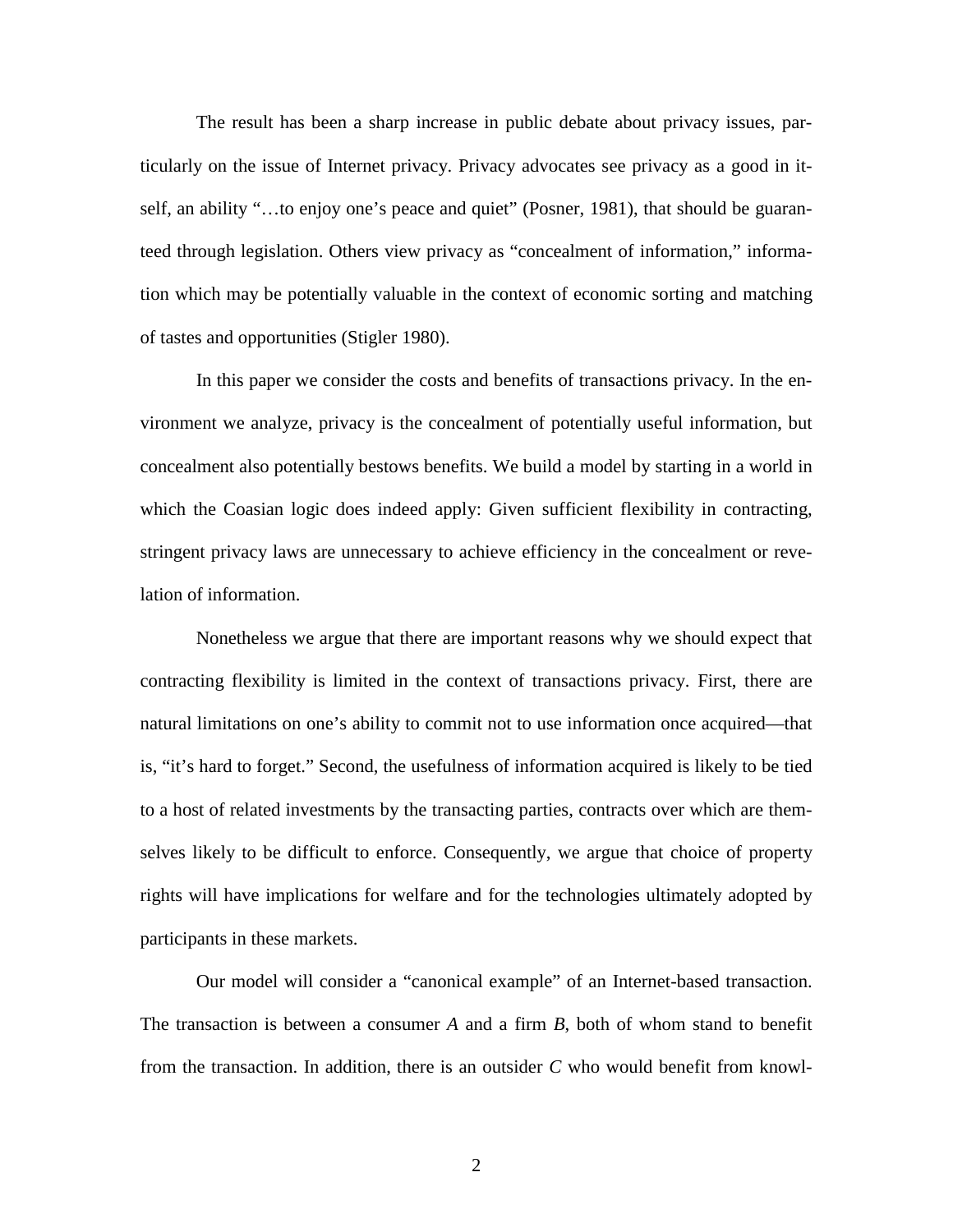The result has been a sharp increase in public debate about privacy issues, particularly on the issue of Internet privacy. Privacy advocates see privacy as a good in itself, an ability "…to enjoy one's peace and quiet" (Posner, 1981), that should be guaranteed through legislation. Others view privacy as "concealment of information," information which may be potentially valuable in the context of economic sorting and matching of tastes and opportunities (Stigler 1980).

In this paper we consider the costs and benefits of transactions privacy. In the environment we analyze, privacy is the concealment of potentially useful information, but concealment also potentially bestows benefits. We build a model by starting in a world in which the Coasian logic does indeed apply: Given sufficient flexibility in contracting, stringent privacy laws are unnecessary to achieve efficiency in the concealment or revelation of information.

Nonetheless we argue that there are important reasons why we should expect that contracting flexibility is limited in the context of transactions privacy. First, there are natural limitations on one's ability to commit not to use information once acquired—that is, "it's hard to forget." Second, the usefulness of information acquired is likely to be tied to a host of related investments by the transacting parties, contracts over which are themselves likely to be difficult to enforce. Consequently, we argue that choice of property rights will have implications for welfare and for the technologies ultimately adopted by participants in these markets.

Our model will consider a "canonical example" of an Internet-based transaction. The transaction is between a consumer *A* and a firm *B*, both of whom stand to benefit from the transaction. In addition, there is an outsider *C* who would benefit from knowl-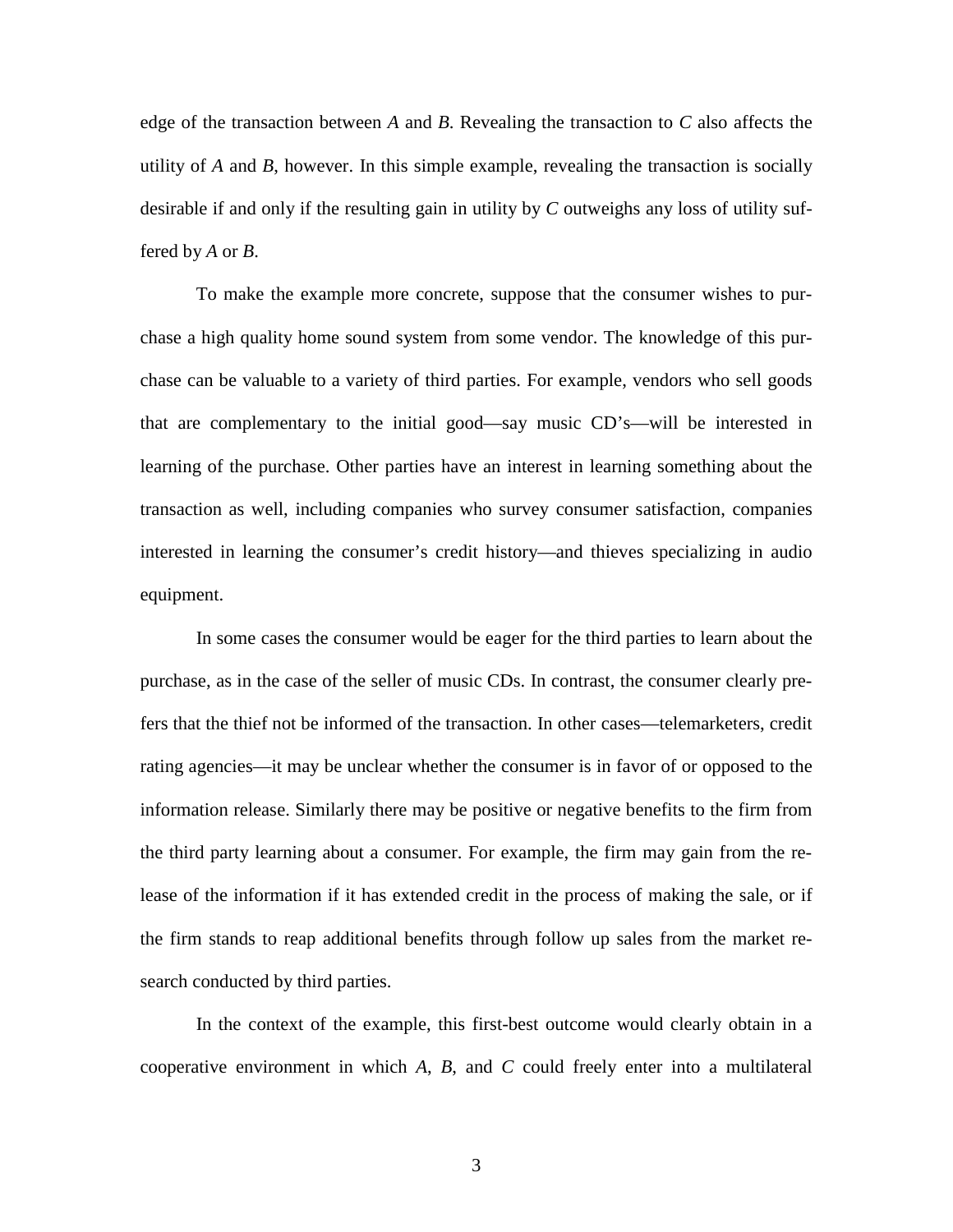edge of the transaction between *A* and *B*. Revealing the transaction to *C* also affects the utility of *A* and *B*, however. In this simple example, revealing the transaction is socially desirable if and only if the resulting gain in utility by *C* outweighs any loss of utility suffered by *A* or *B*.

To make the example more concrete, suppose that the consumer wishes to purchase a high quality home sound system from some vendor. The knowledge of this purchase can be valuable to a variety of third parties. For example, vendors who sell goods that are complementary to the initial good—say music CD's—will be interested in learning of the purchase. Other parties have an interest in learning something about the transaction as well, including companies who survey consumer satisfaction, companies interested in learning the consumer's credit history—and thieves specializing in audio equipment.

In some cases the consumer would be eager for the third parties to learn about the purchase, as in the case of the seller of music CDs. In contrast, the consumer clearly prefers that the thief not be informed of the transaction. In other cases—telemarketers, credit rating agencies—it may be unclear whether the consumer is in favor of or opposed to the information release. Similarly there may be positive or negative benefits to the firm from the third party learning about a consumer. For example, the firm may gain from the release of the information if it has extended credit in the process of making the sale, or if the firm stands to reap additional benefits through follow up sales from the market research conducted by third parties.

In the context of the example, this first-best outcome would clearly obtain in a cooperative environment in which *A*, *B*, and *C* could freely enter into a multilateral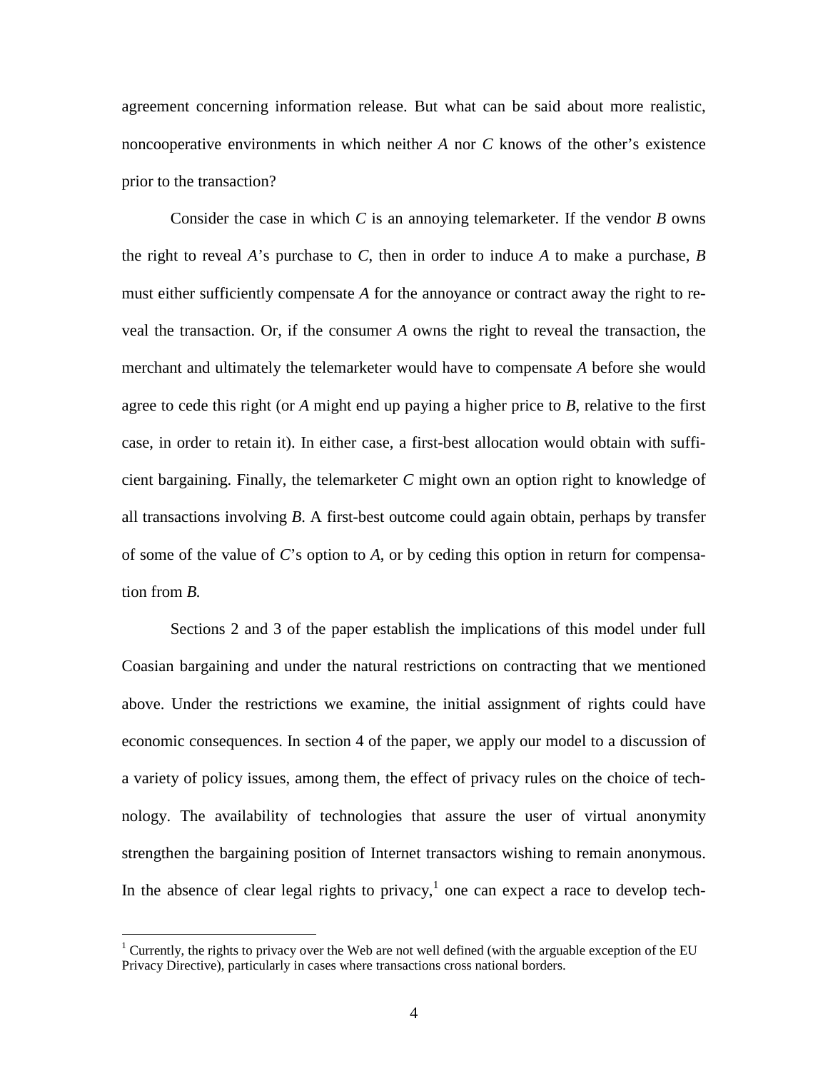agreement concerning information release. But what can be said about more realistic, noncooperative environments in which neither *A* nor *C* knows of the other's existence prior to the transaction?

Consider the case in which *C* is an annoying telemarketer. If the vendor *B* owns the right to reveal *A*'s purchase to *C*, then in order to induce *A* to make a purchase, *B* must either sufficiently compensate *A* for the annoyance or contract away the right to reveal the transaction. Or, if the consumer *A* owns the right to reveal the transaction, the merchant and ultimately the telemarketer would have to compensate *A* before she would agree to cede this right (or *A* might end up paying a higher price to *B*, relative to the first case, in order to retain it). In either case, a first-best allocation would obtain with sufficient bargaining. Finally, the telemarketer *C* might own an option right to knowledge of all transactions involving *B*. A first-best outcome could again obtain, perhaps by transfer of some of the value of *C*'s option to *A*, or by ceding this option in return for compensation from *B.*

Sections 2 and 3 of the paper establish the implications of this model under full Coasian bargaining and under the natural restrictions on contracting that we mentioned above. Under the restrictions we examine, the initial assignment of rights could have economic consequences. In section 4 of the paper, we apply our model to a discussion of a variety of policy issues, among them, the effect of privacy rules on the choice of technology. The availability of technologies that assure the user of virtual anonymity strengthen the bargaining position of Internet transactors wishing to remain anonymous. In the absence of clear legal rights to privacy,[1] one can expect a race to develop tech-

[1] Currently, the rights to privacy over the Web are not well defined (with the arguable exception of the EU Privacy Directive), particularly in cases where transactions cross national borders.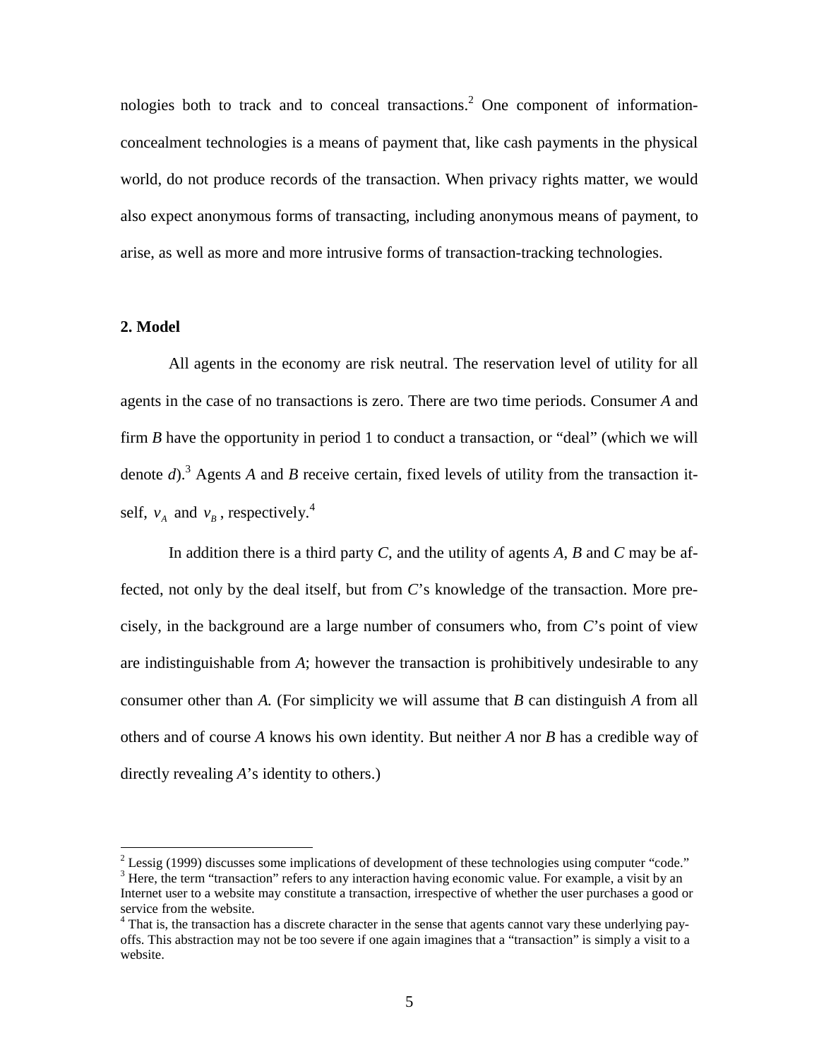nologies both to track and to conceal transactions.[2] One component of information-concealment technologies is a means of payment that, like cash payments in the physical world, do not produce records of the transaction. When privacy rights matter, we would also expect anonymous forms of transacting, including anonymous means of payment, to arise, as well as more and more intrusive forms of transaction-tracking technologies.

**2. Model**

All agents in the economy are risk neutral. The reservation level of utility for all agents in the case of no transactions is zero. There are two time periods. Consumer *A* and firm *B* have the opportunity in period 1 to conduct a transaction, or "deal" (which we will denote *d*).[3] Agents *A* and *B* receive certain, fixed levels of utility from the transaction itself, $v_A$ and $v_B$, respectively.[4]

In addition there is a third party *C*, and the utility of agents *A*, *B* and *C* may be affected, not only by the deal itself, but from *C*'s knowledge of the transaction. More precisely, in the background are a large number of consumers who, from *C*'s point of view are indistinguishable from *A*; however the transaction is prohibitively undesirable to any consumer other than *A.* (For simplicity we will assume that *B* can distinguish *A* from all others and of course *A* knows his own identity. But neither *A* nor *B* has a credible way of directly revealing *A*'s identity to others.)

[2] Lessig (1999) discusses some implications of development of these technologies using computer "code."

[3] Here, the term "transaction" refers to any interaction having economic value. For example, a visit by an Internet user to a website may constitute a transaction, irrespective of whether the user purchases a good or service from the website.

[4] That is, the transaction has a discrete character in the sense that agents cannot vary these underlying payoffs. This abstraction may not be too severe if one again imagines that a "transaction" is simply a visit to a website.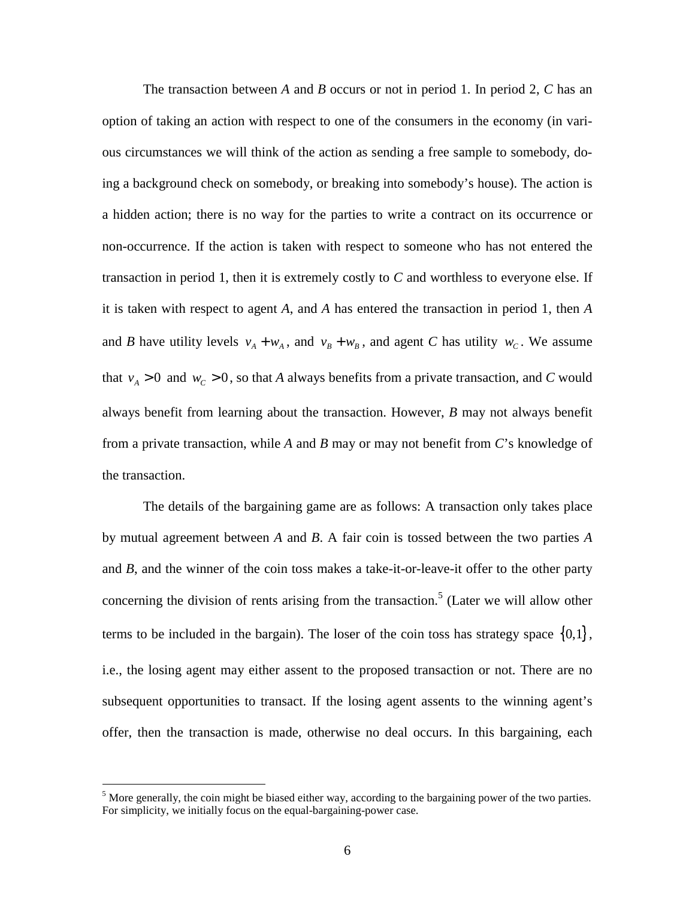The transaction between *A* and *B* occurs or not in period 1. In period 2, *C* has an option of taking an action with respect to one of the consumers in the economy (in various circumstances we will think of the action as sending a free sample to somebody, doing a background check on somebody, or breaking into somebody's house). The action is a hidden action; there is no way for the parties to write a contract on its occurrence or non-occurrence. If the action is taken with respect to someone who has not entered the transaction in period 1, then it is extremely costly to *C* and worthless to everyone else. If it is taken with respect to agent *A*, and *A* has entered the transaction in period 1, then *A* and *B* have utility levels $v_A + w_A$, and $v_B + w_B$, and agent *C* has utility $w_C$. We assume that $v_A > 0$ and $w_C > 0$, so that *A* always benefits from a private transaction, and *C* would always benefit from learning about the transaction. However, *B* may not always benefit from a private transaction, while *A* and *B* may or may not benefit from *C*'s knowledge of the transaction.

The details of the bargaining game are as follows: A transaction only takes place by mutual agreement between *A* and *B*. A fair coin is tossed between the two parties *A* and *B*, and the winner of the coin toss makes a take-it-or-leave-it offer to the other party concerning the division of rents arising from the transaction.[5] (Later we will allow other terms to be included in the bargain). The loser of the coin toss has strategy space $\{0,1\}$, i.e., the losing agent may either assent to the proposed transaction or not. There are no subsequent opportunities to transact. If the losing agent assents to the winning agent's offer, then the transaction is made, otherwise no deal occurs. In this bargaining, each

[5] More generally, the coin might be biased either way, according to the bargaining power of the two parties. For simplicity, we initially focus on the equal-bargaining-power case.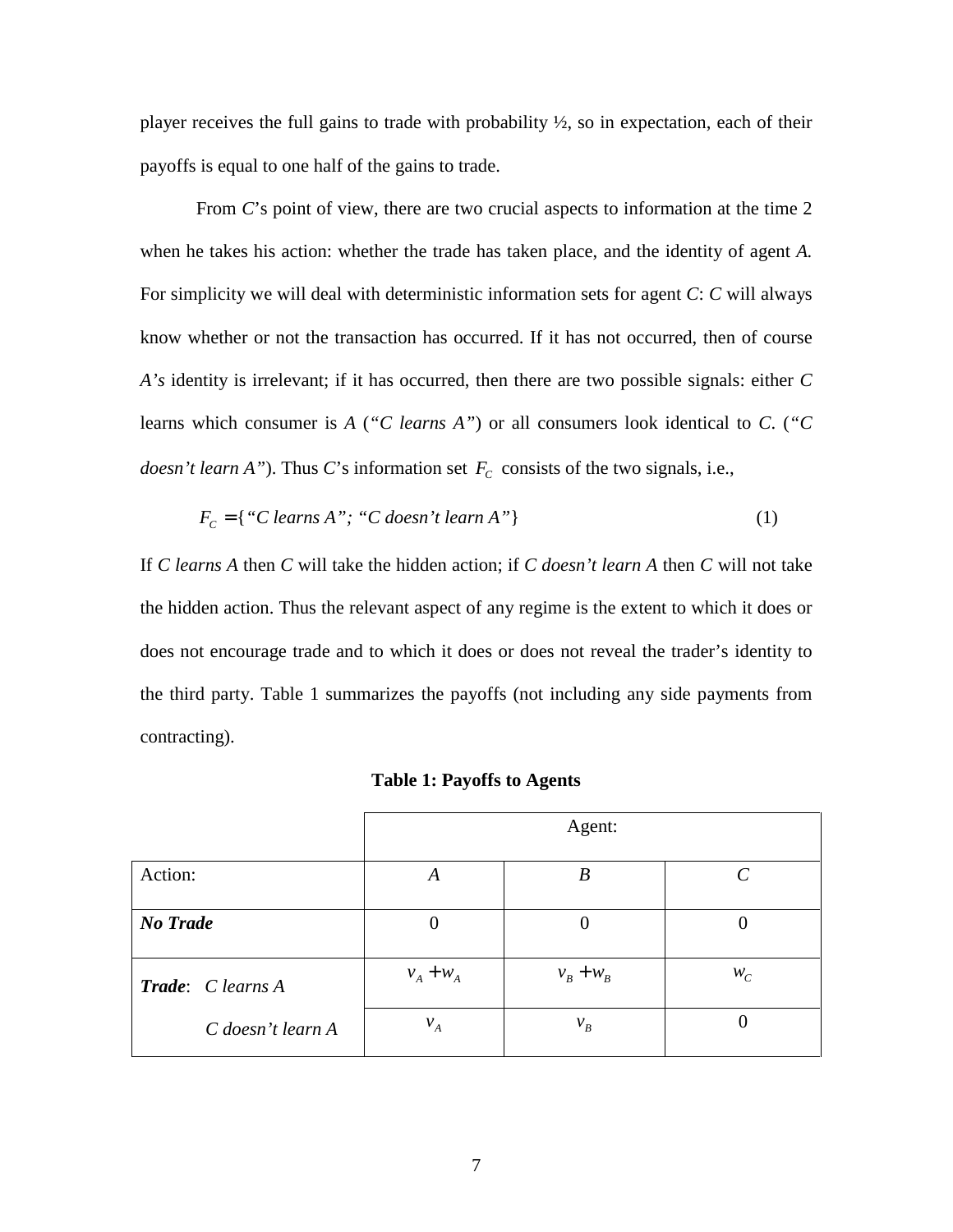player receives the full gains to trade with probability ½, so in expectation, each of their payoffs is equal to one half of the gains to trade.

From *C*'s point of view, there are two crucial aspects to information at the time 2 when he takes his action: whether the trade has taken place, and the identity of agent *A*. For simplicity we will deal with deterministic information sets for agent *C*: *C* will always know whether or not the transaction has occurred. If it has not occurred, then of course *A's* identity is irrelevant; if it has occurred, then there are two possible signals: either *C* learns which consumer is *A* (*"C learns A"*) or all consumers look identical to *C*. (*"C doesn't learn A"*). Thus *C*'s information set $F_C$ consists of the two signals, i.e.,

$$F_C = \{\text{“}C \text{ learns } A\text{”}; \text{ “}C \text{ doesn't learn } A\text{”}\} \tag{1}$$

If *C learns A* then *C* will take the hidden action; if *C doesn't learn A* then *C* will not take the hidden action. Thus the relevant aspect of any regime is the extent to which it does or does not encourage trade and to which it does or does not reveal the trader's identity to the third party. Table 1 summarizes the payoffs (not including any side payments from contracting).

**Table 1: Payoffs to Agents**

| | Agent: | | |
|---|---|---|---|
| Action: | *A* | *B* | *C* |
| ***No Trade*** | 0 | 0 | 0 |
| ***Trade***: *C learns A* | $v_A + w_A$ | $v_B + w_B$ | $w_C$ |
| *C doesn't learn A* | $v_A$ | $v_B$ | 0 |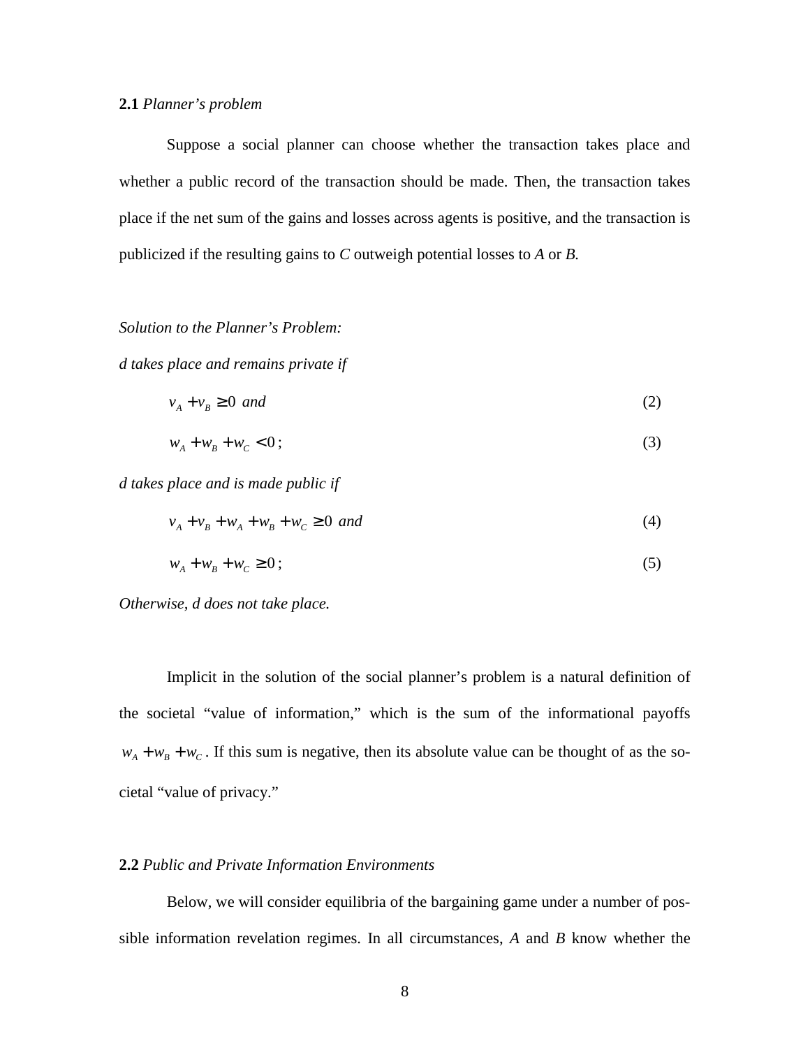**2.1** *Planner's problem*

Suppose a social planner can choose whether the transaction takes place and whether a public record of the transaction should be made. Then, the transaction takes place if the net sum of the gains and losses across agents is positive, and the transaction is publicized if the resulting gains to *C* outweigh potential losses to *A* or *B.*

*Solution to the Planner's Problem:*

*d takes place and remains private if*

$$v_A + v_B \geq 0 \text{ and} \tag{2}$$

$$w_A + w_B + w_C < 0; \tag{3}$$

*d takes place and is made public if*

$$v_A + v_B + w_A + w_B + w_C \geq 0 \text{ and} \tag{4}$$

$$w_A + w_B + w_C \geq 0; \tag{5}$$

*Otherwise, d does not take place.*

Implicit in the solution of the social planner's problem is a natural definition of the societal "value of information," which is the sum of the informational payoffs $w_A + w_B + w_C$. If this sum is negative, then its absolute value can be thought of as the societal "value of privacy."

**2.2** *Public and Private Information Environments*

Below, we will consider equilibria of the bargaining game under a number of possible information revelation regimes. In all circumstances, *A* and *B* know whether the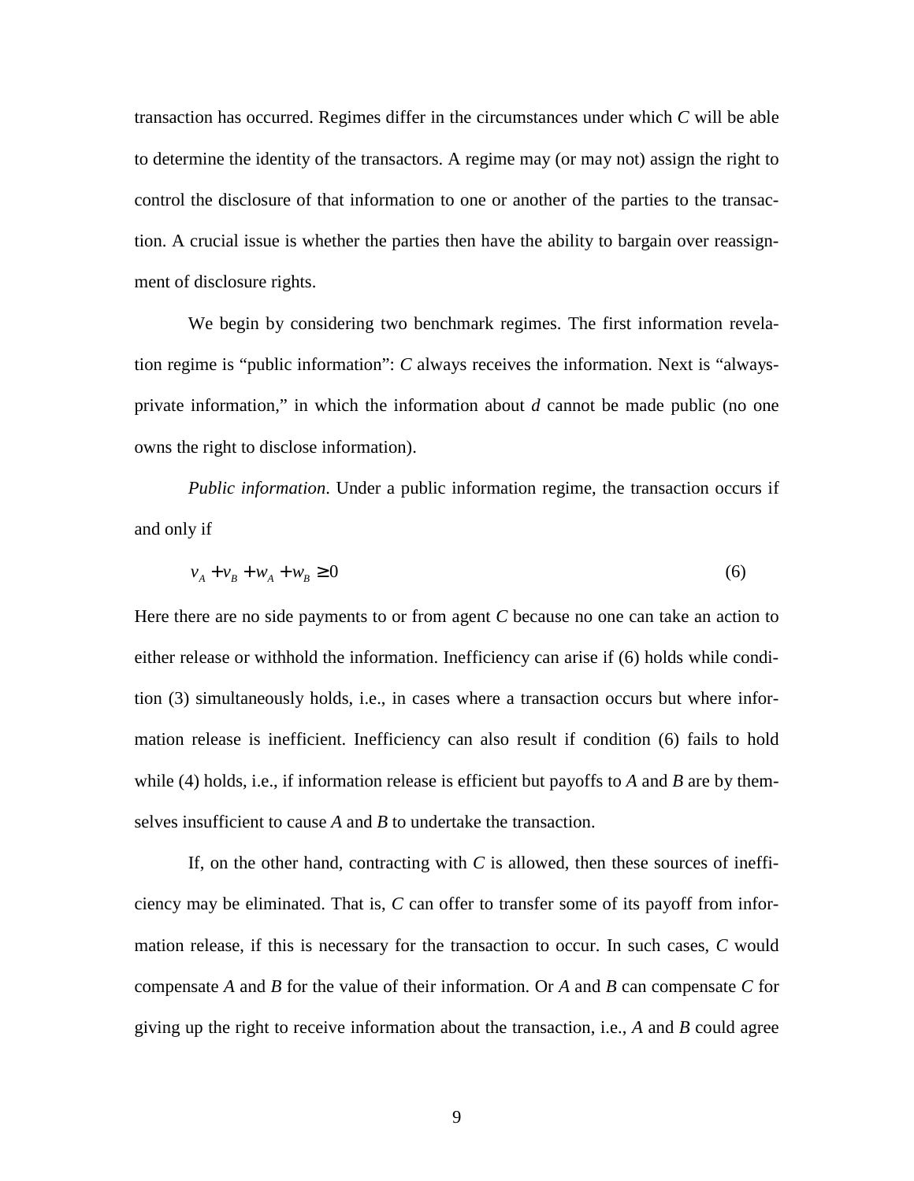transaction has occurred. Regimes differ in the circumstances under which *C* will be able to determine the identity of the transactors. A regime may (or may not) assign the right to control the disclosure of that information to one or another of the parties to the transaction. A crucial issue is whether the parties then have the ability to bargain over reassignment of disclosure rights.

We begin by considering two benchmark regimes. The first information revelation regime is "public information": *C* always receives the information. Next is "always-private information," in which the information about *d* cannot be made public (no one owns the right to disclose information).

*Public information*. Under a public information regime, the transaction occurs if and only if

$$v_A + v_B + w_A + w_B \geq 0 \tag{6}$$

Here there are no side payments to or from agent *C* because no one can take an action to either release or withhold the information. Inefficiency can arise if (6) holds while condition (3) simultaneously holds, i.e., in cases where a transaction occurs but where information release is inefficient. Inefficiency can also result if condition (6) fails to hold while (4) holds, i.e., if information release is efficient but payoffs to *A* and *B* are by themselves insufficient to cause *A* and *B* to undertake the transaction.

If, on the other hand, contracting with *C* is allowed, then these sources of inefficiency may be eliminated. That is, *C* can offer to transfer some of its payoff from information release, if this is necessary for the transaction to occur. In such cases, *C* would compensate *A* and *B* for the value of their information. Or *A* and *B* can compensate *C* for giving up the right to receive information about the transaction, i.e., *A* and *B* could agree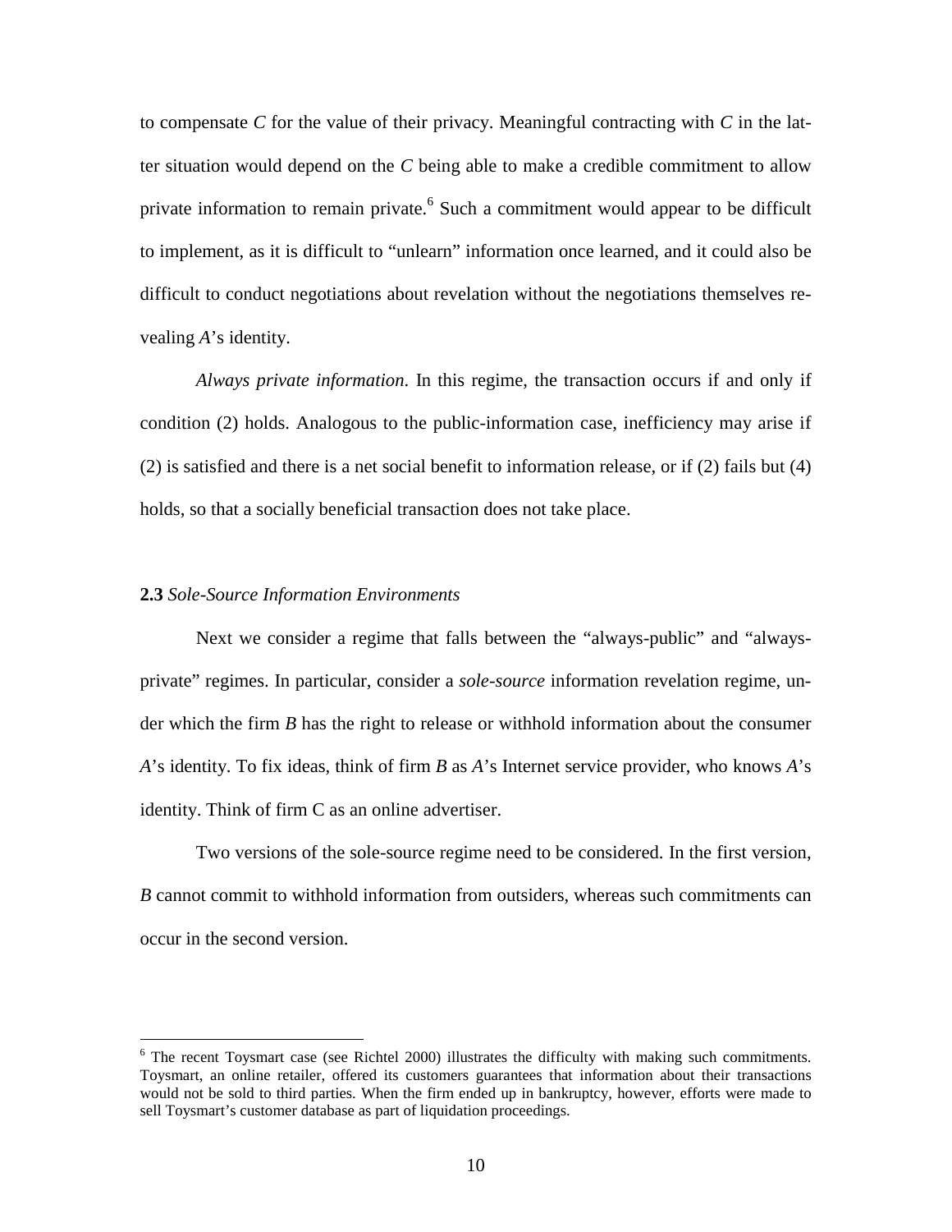to compensate *C* for the value of their privacy. Meaningful contracting with *C* in the latter situation would depend on the *C* being able to make a credible commitment to allow private information to remain private.[6] Such a commitment would appear to be difficult to implement, as it is difficult to "unlearn" information once learned, and it could also be difficult to conduct negotiations about revelation without the negotiations themselves revealing *A*'s identity.

*Always private information*. In this regime, the transaction occurs if and only if condition (2) holds. Analogous to the public-information case, inefficiency may arise if (2) is satisfied and there is a net social benefit to information release, or if (2) fails but (4) holds, so that a socially beneficial transaction does not take place.

### **2.3** *Sole-Source Information Environments*

Next we consider a regime that falls between the "always-public" and "always-private" regimes. In particular, consider a *sole-source* information revelation regime, under which the firm *B* has the right to release or withhold information about the consumer *A*'s identity. To fix ideas, think of firm *B* as *A*'s Internet service provider, who knows *A*'s identity. Think of firm C as an online advertiser.

Two versions of the sole-source regime need to be considered. In the first version, *B* cannot commit to withhold information from outsiders, whereas such commitments can occur in the second version.

[6] The recent Toysmart case (see Richtel 2000) illustrates the difficulty with making such commitments. Toysmart, an online retailer, offered its customers guarantees that information about their transactions would not be sold to third parties. When the firm ended up in bankruptcy, however, efforts were made to sell Toysmart's customer database as part of liquidation proceedings.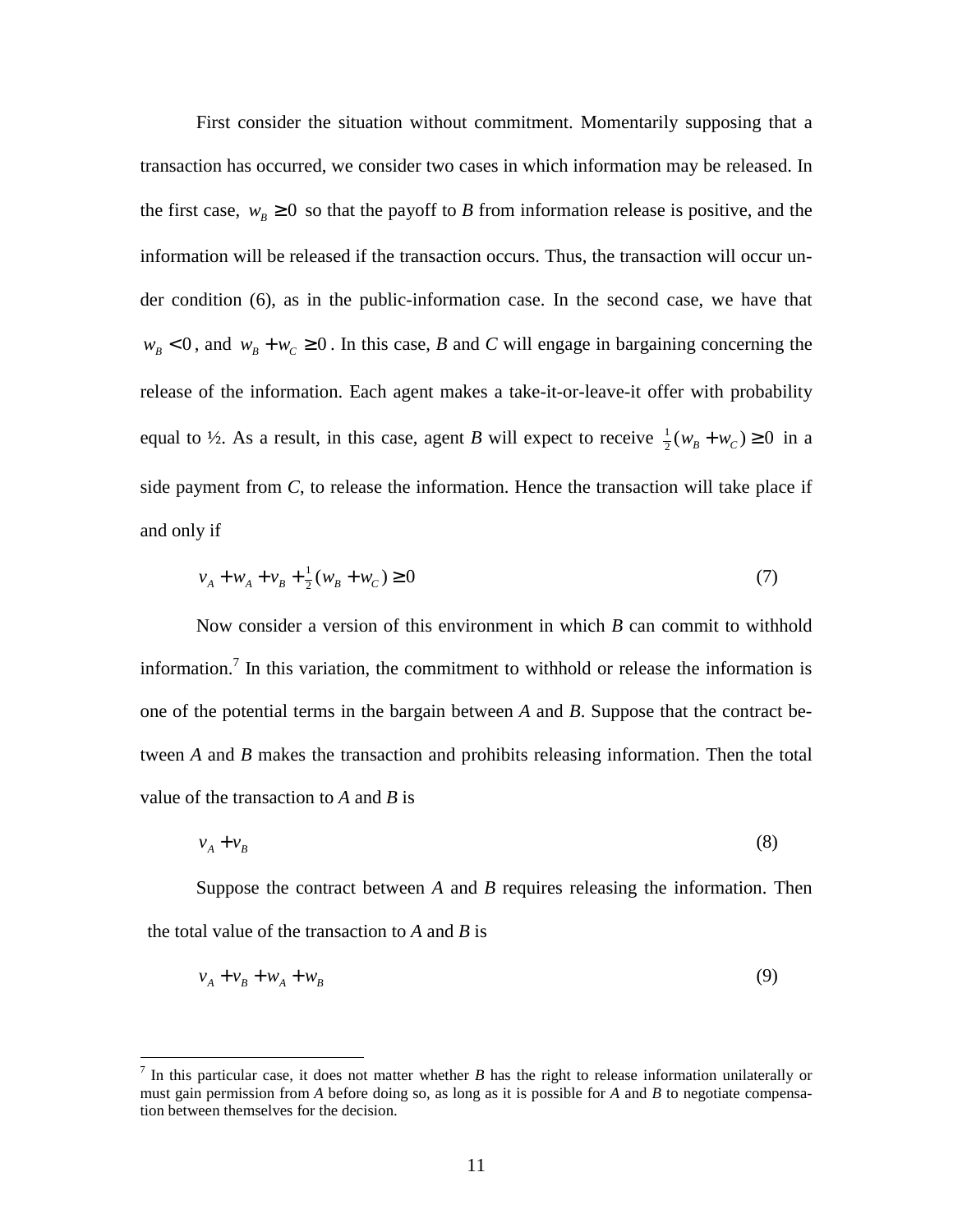First consider the situation without commitment. Momentarily supposing that a transaction has occurred, we consider two cases in which information may be released. In the first case, $w_B \geq 0$ so that the payoff to *B* from information release is positive, and the information will be released if the transaction occurs. Thus, the transaction will occur under condition (6), as in the public-information case. In the second case, we have that $w_B < 0$, and $w_B + w_C \geq 0$. In this case, *B* and *C* will engage in bargaining concerning the release of the information. Each agent makes a take-it-or-leave-it offer with probability equal to ½. As a result, in this case, agent *B* will expect to receive $\frac{1}{2}(w_B + w_C) \geq 0$ in a side payment from *C*, to release the information. Hence the transaction will take place if and only if

$$v_A + w_A + v_B + \tfrac{1}{2}(w_B + w_C) \geq 0 \tag{7}$$

Now consider a version of this environment in which *B* can commit to withhold information.[7] In this variation, the commitment to withhold or release the information is one of the potential terms in the bargain between *A* and *B*. Suppose that the contract between *A* and *B* makes the transaction and prohibits releasing information. Then the total value of the transaction to *A* and *B* is

$$v_A + v_B \tag{8}$$

Suppose the contract between *A* and *B* requires releasing the information. Then the total value of the transaction to *A* and *B* is

$$v_A + v_B + w_A + w_B \tag{9}$$

[7] In this particular case, it does not matter whether *B* has the right to release information unilaterally or must gain permission from *A* before doing so, as long as it is possible for *A* and *B* to negotiate compensation between themselves for the decision.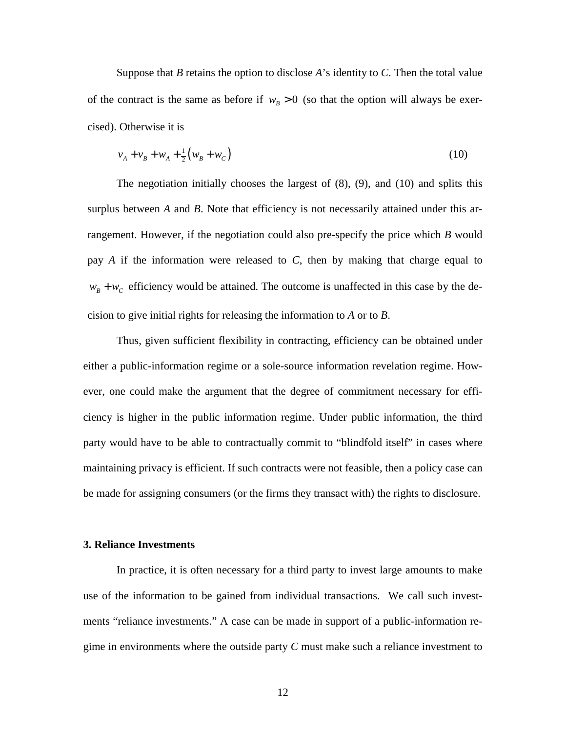Suppose that *B* retains the option to disclose *A*'s identity to *C*. Then the total value of the contract is the same as before if $w_B > 0$ (so that the option will always be exercised). Otherwise it is

$$v_A + v_B + w_A + \tfrac{1}{2}\left(w_B + w_C\right) \tag{10}$$

The negotiation initially chooses the largest of (8), (9), and (10) and splits this surplus between *A* and *B*. Note that efficiency is not necessarily attained under this arrangement. However, if the negotiation could also pre-specify the price which *B* would pay *A* if the information were released to *C*, then by making that charge equal to $w_B + w_C$ efficiency would be attained. The outcome is unaffected in this case by the decision to give initial rights for releasing the information to *A* or to *B*.

Thus, given sufficient flexibility in contracting, efficiency can be obtained under either a public-information regime or a sole-source information revelation regime. However, one could make the argument that the degree of commitment necessary for efficiency is higher in the public information regime. Under public information, the third party would have to be able to contractually commit to "blindfold itself" in cases where maintaining privacy is efficient. If such contracts were not feasible, then a policy case can be made for assigning consumers (or the firms they transact with) the rights to disclosure.

### 3. Reliance Investments

In practice, it is often necessary for a third party to invest large amounts to make use of the information to be gained from individual transactions. We call such investments "reliance investments." A case can be made in support of a public-information regime in environments where the outside party *C* must make such a reliance investment to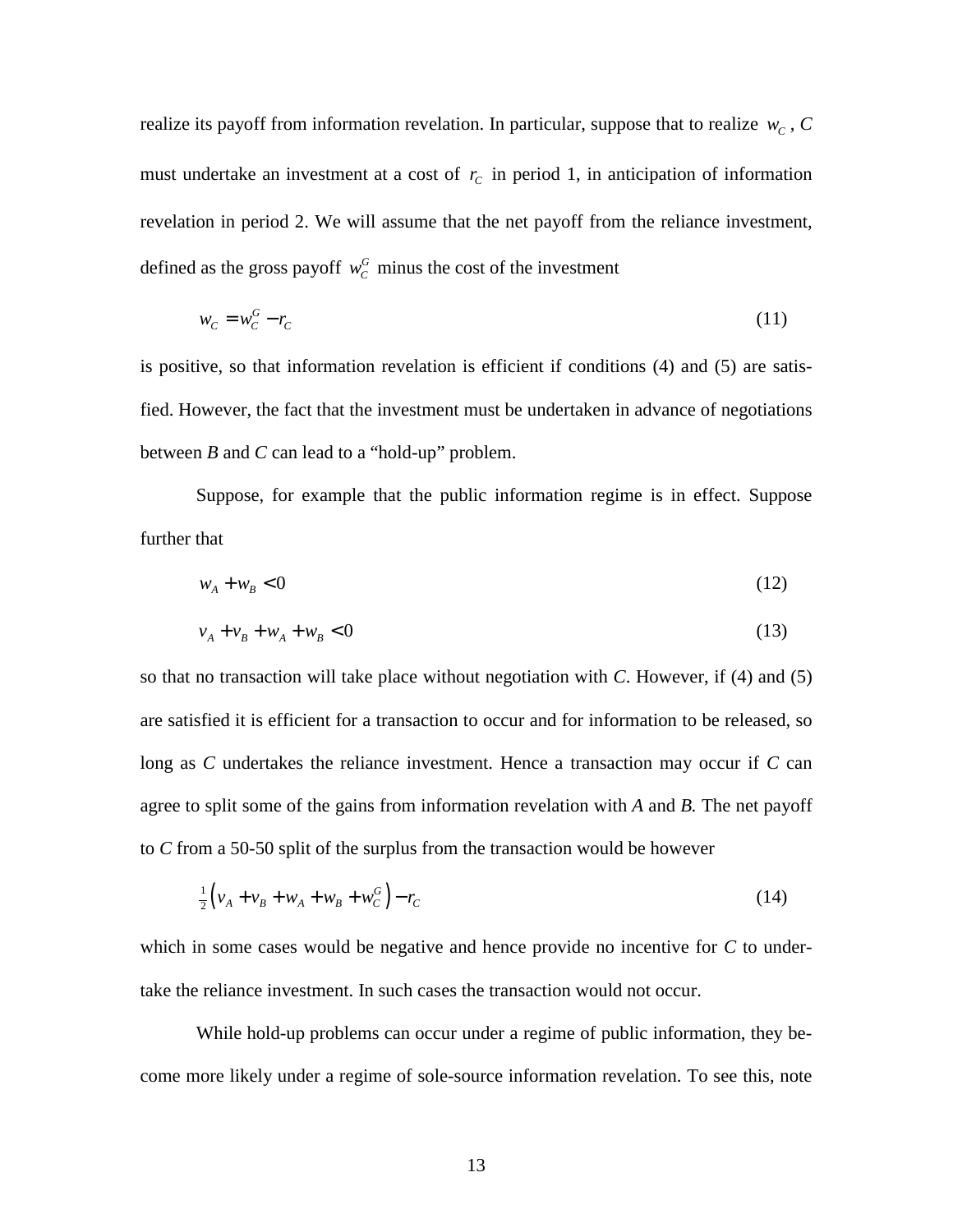realize its payoff from information revelation. In particular, suppose that to realize $w_C$, $C$ must undertake an investment at a cost of $r_C$ in period 1, in anticipation of information revelation in period 2. We will assume that the net payoff from the reliance investment, defined as the gross payoff $w_C^G$ minus the cost of the investment

$$w_C = w_C^G - r_C \tag{11}$$

is positive, so that information revelation is efficient if conditions (4) and (5) are satisfied. However, the fact that the investment must be undertaken in advance of negotiations between $B$ and $C$ can lead to a "hold-up" problem.

Suppose, for example that the public information regime is in effect. Suppose further that

$$w_A + w_B < 0 \tag{12}$$

$$v_A + v_B + w_A + w_B < 0 \tag{13}$$

so that no transaction will take place without negotiation with $C$. However, if (4) and (5) are satisfied it is efficient for a transaction to occur and for information to be released, so long as $C$ undertakes the reliance investment. Hence a transaction may occur if $C$ can agree to split some of the gains from information revelation with $A$ and $B$. The net payoff to $C$ from a 50-50 split of the surplus from the transaction would be however

$$\tfrac{1}{2}\left(v_A + v_B + w_A + w_B + w_C^G\right) - r_C \tag{14}$$

which in some cases would be negative and hence provide no incentive for $C$ to undertake the reliance investment. In such cases the transaction would not occur.

While hold-up problems can occur under a regime of public information, they become more likely under a regime of sole-source information revelation. To see this, note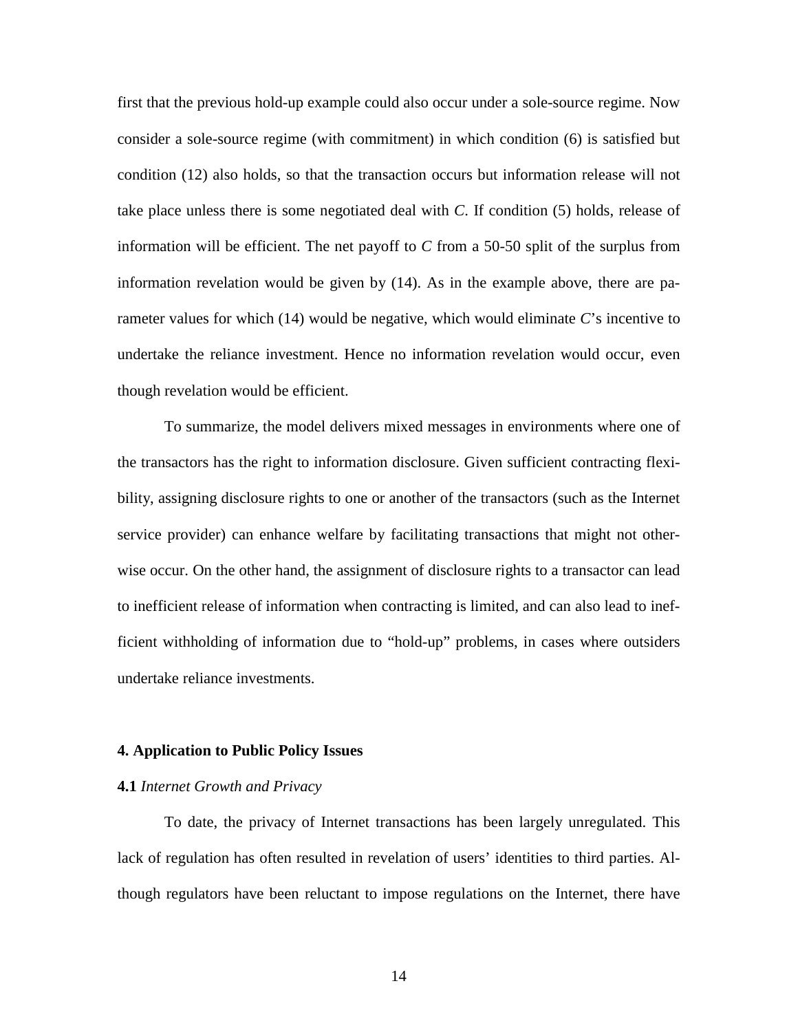first that the previous hold-up example could also occur under a sole-source regime. Now consider a sole-source regime (with commitment) in which condition (6) is satisfied but condition (12) also holds, so that the transaction occurs but information release will not take place unless there is some negotiated deal with *C*. If condition (5) holds, release of information will be efficient. The net payoff to *C* from a 50-50 split of the surplus from information revelation would be given by (14). As in the example above, there are parameter values for which (14) would be negative, which would eliminate *C*'s incentive to undertake the reliance investment. Hence no information revelation would occur, even though revelation would be efficient.

To summarize, the model delivers mixed messages in environments where one of the transactors has the right to information disclosure. Given sufficient contracting flexibility, assigning disclosure rights to one or another of the transactors (such as the Internet service provider) can enhance welfare by facilitating transactions that might not otherwise occur. On the other hand, the assignment of disclosure rights to a transactor can lead to inefficient release of information when contracting is limited, and can also lead to inefficient withholding of information due to "hold-up" problems, in cases where outsiders undertake reliance investments.

## 4. Application to Public Policy Issues

### 4.1 *Internet Growth and Privacy*

To date, the privacy of Internet transactions has been largely unregulated. This lack of regulation has often resulted in revelation of users' identities to third parties. Although regulators have been reluctant to impose regulations on the Internet, there have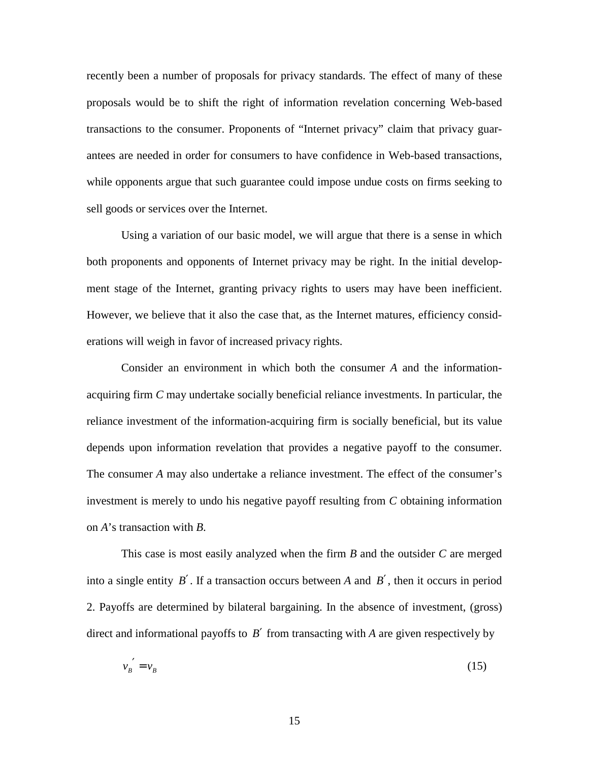recently been a number of proposals for privacy standards. The effect of many of these proposals would be to shift the right of information revelation concerning Web-based transactions to the consumer. Proponents of "Internet privacy" claim that privacy guarantees are needed in order for consumers to have confidence in Web-based transactions, while opponents argue that such guarantee could impose undue costs on firms seeking to sell goods or services over the Internet.

Using a variation of our basic model, we will argue that there is a sense in which both proponents and opponents of Internet privacy may be right. In the initial development stage of the Internet, granting privacy rights to users may have been inefficient. However, we believe that it also the case that, as the Internet matures, efficiency considerations will weigh in favor of increased privacy rights.

Consider an environment in which both the consumer *A* and the information-acquiring firm *C* may undertake socially beneficial reliance investments. In particular, the reliance investment of the information-acquiring firm is socially beneficial, but its value depends upon information revelation that provides a negative payoff to the consumer. The consumer *A* may also undertake a reliance investment. The effect of the consumer's investment is merely to undo his negative payoff resulting from *C* obtaining information on *A*'s transaction with *B*.

This case is most easily analyzed when the firm *B* and the outsider *C* are merged into a single entity $B'$. If a transaction occurs between *A* and $B'$, then it occurs in period 2. Payoffs are determined by bilateral bargaining. In the absence of investment, (gross) direct and informational payoffs to $B'$ from transacting with *A* are given respectively by

$$v_B{}' = v_B \tag{15}$$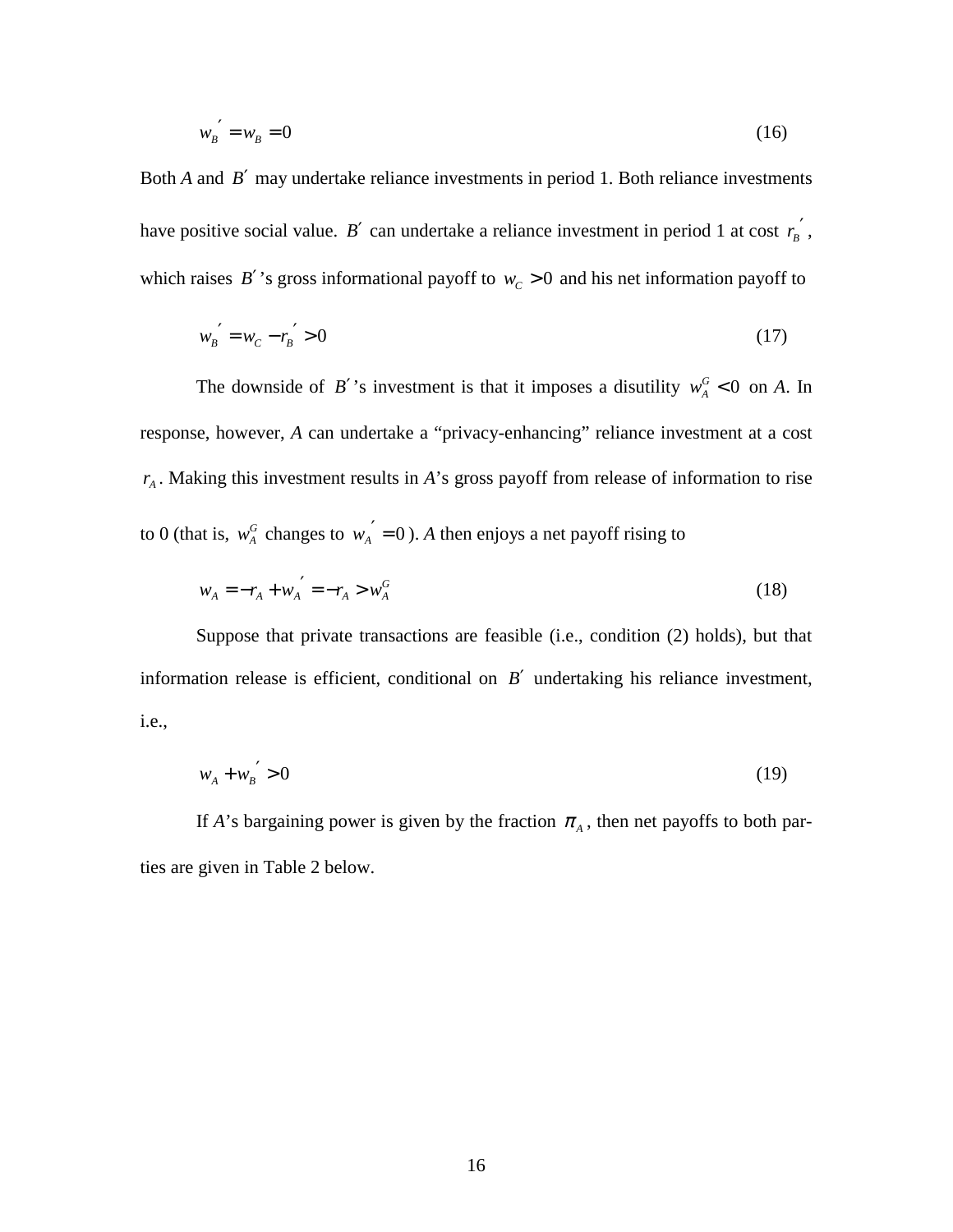$$w_B^{'} = w_B = 0 \tag{16}$$

Both *A* and $B'$ may undertake reliance investments in period 1. Both reliance investments have positive social value. $B'$ can undertake a reliance investment in period 1 at cost $r_B^{'}$, which raises $B'$'s gross informational payoff to $w_C > 0$ and his net information payoff to

$$w_B^{'} = w_C - r_B^{'} > 0 \tag{17}$$

The downside of $B'$'s investment is that it imposes a disutility $w_A^G < 0$ on *A*. In response, however, *A* can undertake a "privacy-enhancing" reliance investment at a cost $r_A$. Making this investment results in *A*'s gross payoff from release of information to rise to 0 (that is, $w_A^G$ changes to $w_A^{'} = 0$). *A* then enjoys a net payoff rising to

$$w_A = -r_A + w_A^{'} = -r_A > w_A^G \tag{18}$$

Suppose that private transactions are feasible (i.e., condition (2) holds), but that information release is efficient, conditional on $B'$ undertaking his reliance investment, i.e.,

$$w_A + w_B^{'} > 0 \tag{19}$$

If *A*'s bargaining power is given by the fraction $\pi_A$, then net payoffs to both parties are given in Table 2 below.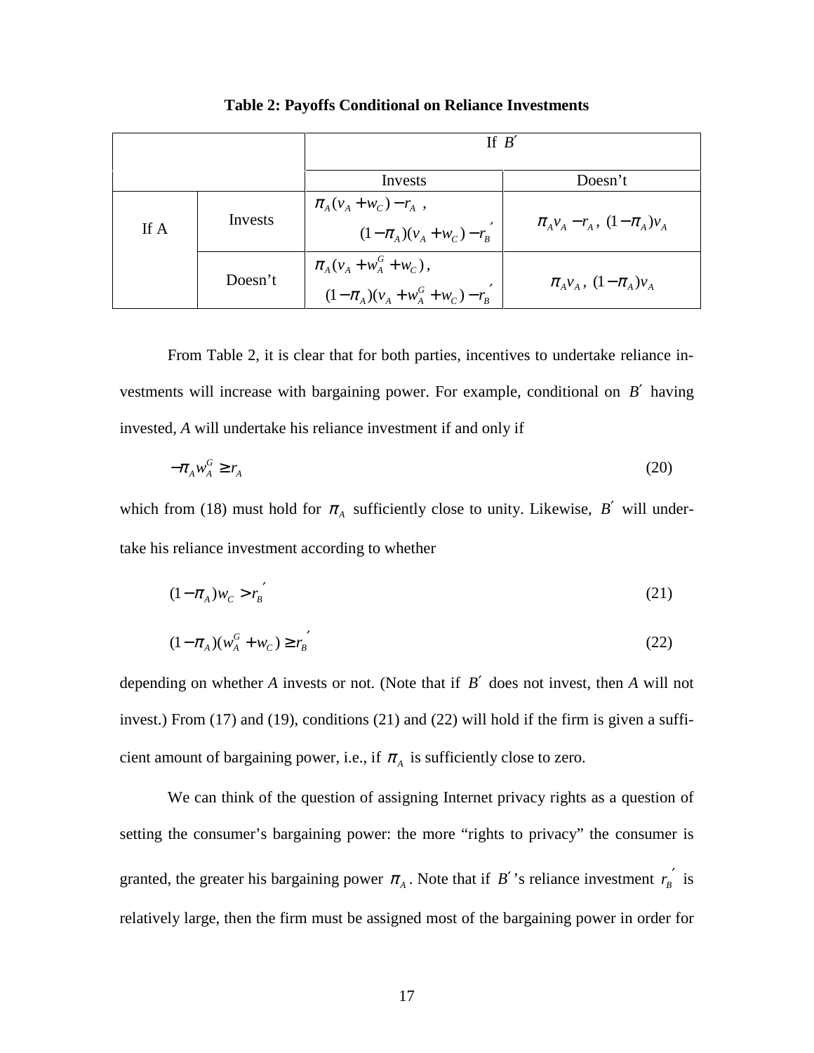**Table 2: Payoffs Conditional on Reliance Investments**

| | | If $B'$ | |
|---|---|---|---|
| | | Invests | Doesn't |
| If A | Invests | $\pi_A(v_A + w_C) - r_A$ , $(1-\pi_A)(v_A + w_C) - r_B^{'}$ | $\pi_A v_A - r_A$, $(1-\pi_A)v_A$ |
| | Doesn't | $\pi_A(v_A + w_A^G + w_C)$, $(1-\pi_A)(v_A + w_A^G + w_C) - r_B^{'}$ | $\pi_A v_A$, $(1-\pi_A)v_A$ |

From Table 2, it is clear that for both parties, incentives to undertake reliance investments will increase with bargaining power. For example, conditional on $B'$ having invested, *A* will undertake his reliance investment if and only if

$$-\pi_A w_A^G \geq r_A \tag{20}$$

which from (18) must hold for $\pi_A$ sufficiently close to unity. Likewise, $B'$ will undertake his reliance investment according to whether

$$(1-\pi_A)w_C > r_B^{'} \tag{21}$$

$$(1-\pi_A)(w_A^G + w_C) \geq r_B^{'} \tag{22}$$

depending on whether *A* invests or not. (Note that if $B'$ does not invest, then *A* will not invest.) From (17) and (19), conditions (21) and (22) will hold if the firm is given a sufficient amount of bargaining power, i.e., if $\pi_A$ is sufficiently close to zero.

We can think of the question of assigning Internet privacy rights as a question of setting the consumer's bargaining power: the more "rights to privacy" the consumer is granted, the greater his bargaining power $\pi_A$. Note that if $B'$'s reliance investment $r_B^{'}$ is relatively large, then the firm must be assigned most of the bargaining power in order for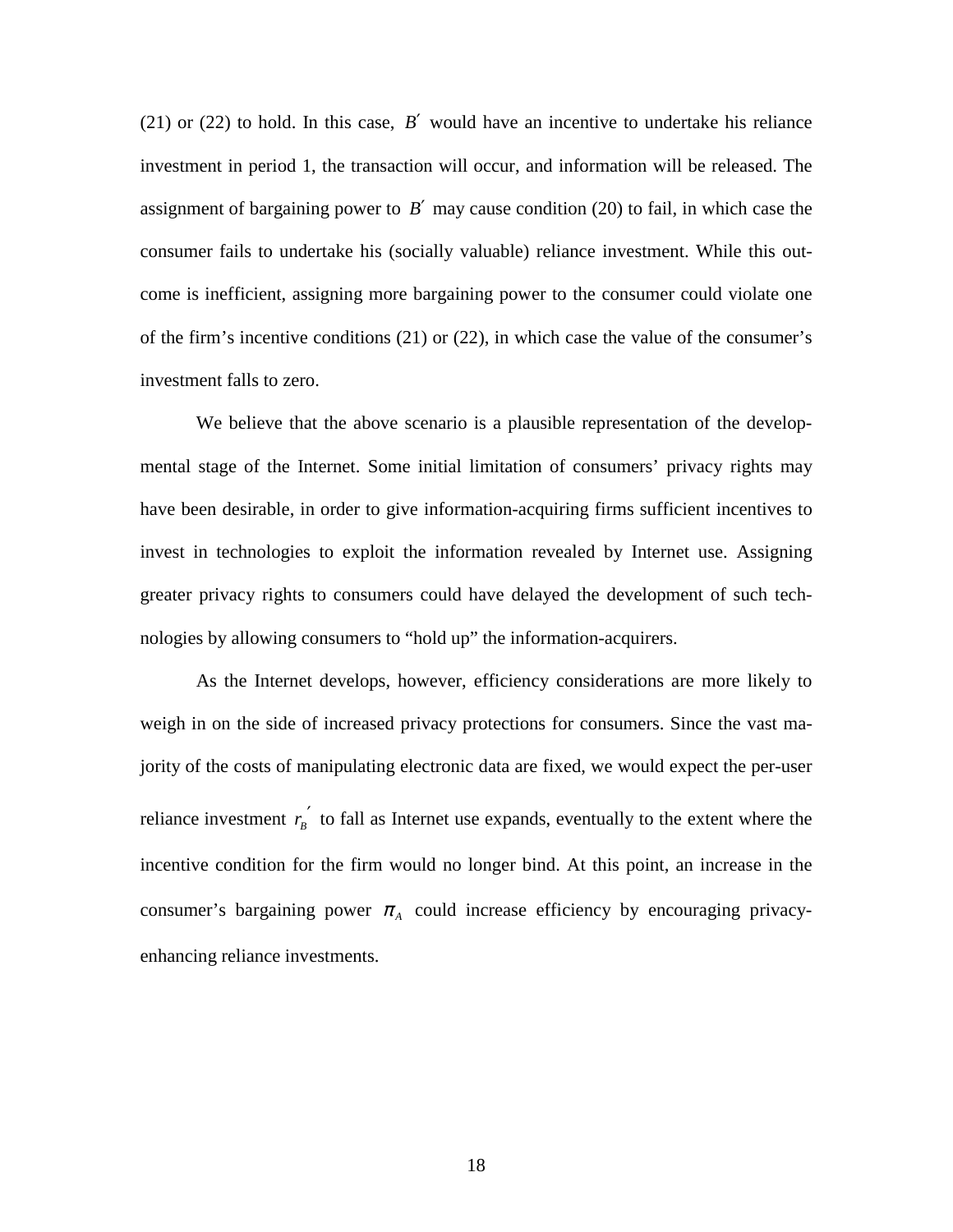(21) or (22) to hold. In this case, $B'$ would have an incentive to undertake his reliance investment in period 1, the transaction will occur, and information will be released. The assignment of bargaining power to $B'$ may cause condition (20) to fail, in which case the consumer fails to undertake his (socially valuable) reliance investment. While this outcome is inefficient, assigning more bargaining power to the consumer could violate one of the firm's incentive conditions (21) or (22), in which case the value of the consumer's investment falls to zero.

We believe that the above scenario is a plausible representation of the developmental stage of the Internet. Some initial limitation of consumers' privacy rights may have been desirable, in order to give information-acquiring firms sufficient incentives to invest in technologies to exploit the information revealed by Internet use. Assigning greater privacy rights to consumers could have delayed the development of such technologies by allowing consumers to "hold up" the information-acquirers.

As the Internet develops, however, efficiency considerations are more likely to weigh in on the side of increased privacy protections for consumers. Since the vast majority of the costs of manipulating electronic data are fixed, we would expect the per-user reliance investment $r_B'$ to fall as Internet use expands, eventually to the extent where the incentive condition for the firm would no longer bind. At this point, an increase in the consumer's bargaining power $\pi_A$ could increase efficiency by encouraging privacy-enhancing reliance investments.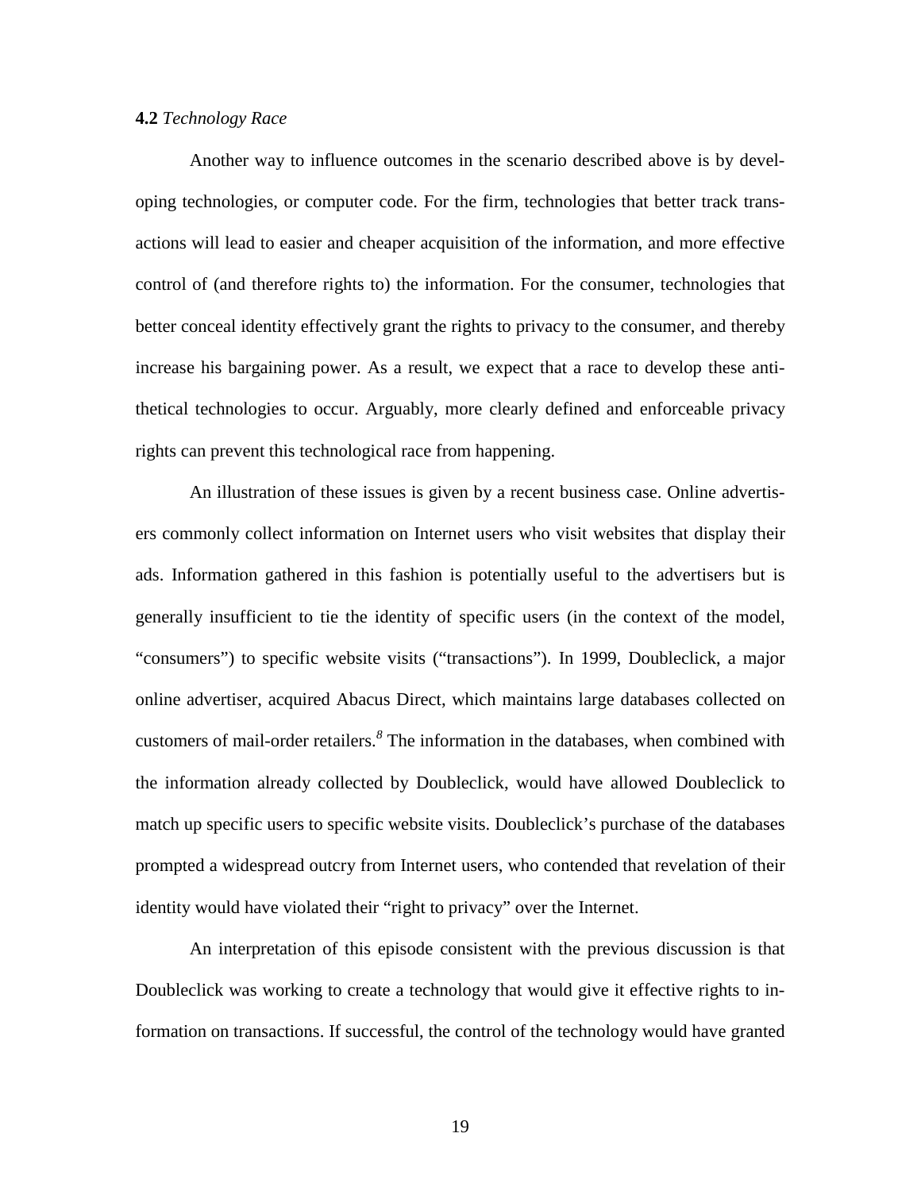**4.2** *Technology Race*

Another way to influence outcomes in the scenario described above is by developing technologies, or computer code. For the firm, technologies that better track transactions will lead to easier and cheaper acquisition of the information, and more effective control of (and therefore rights to) the information. For the consumer, technologies that better conceal identity effectively grant the rights to privacy to the consumer, and thereby increase his bargaining power. As a result, we expect that a race to develop these antithetical technologies to occur. Arguably, more clearly defined and enforceable privacy rights can prevent this technological race from happening.

An illustration of these issues is given by a recent business case. Online advertisers commonly collect information on Internet users who visit websites that display their ads. Information gathered in this fashion is potentially useful to the advertisers but is generally insufficient to tie the identity of specific users (in the context of the model, "consumers") to specific website visits ("transactions"). In 1999, Doubleclick, a major online advertiser, acquired Abacus Direct, which maintains large databases collected on customers of mail-order retailers.[8] The information in the databases, when combined with the information already collected by Doubleclick, would have allowed Doubleclick to match up specific users to specific website visits. Doubleclick's purchase of the databases prompted a widespread outcry from Internet users, who contended that revelation of their identity would have violated their "right to privacy" over the Internet.

An interpretation of this episode consistent with the previous discussion is that Doubleclick was working to create a technology that would give it effective rights to information on transactions. If successful, the control of the technology would have granted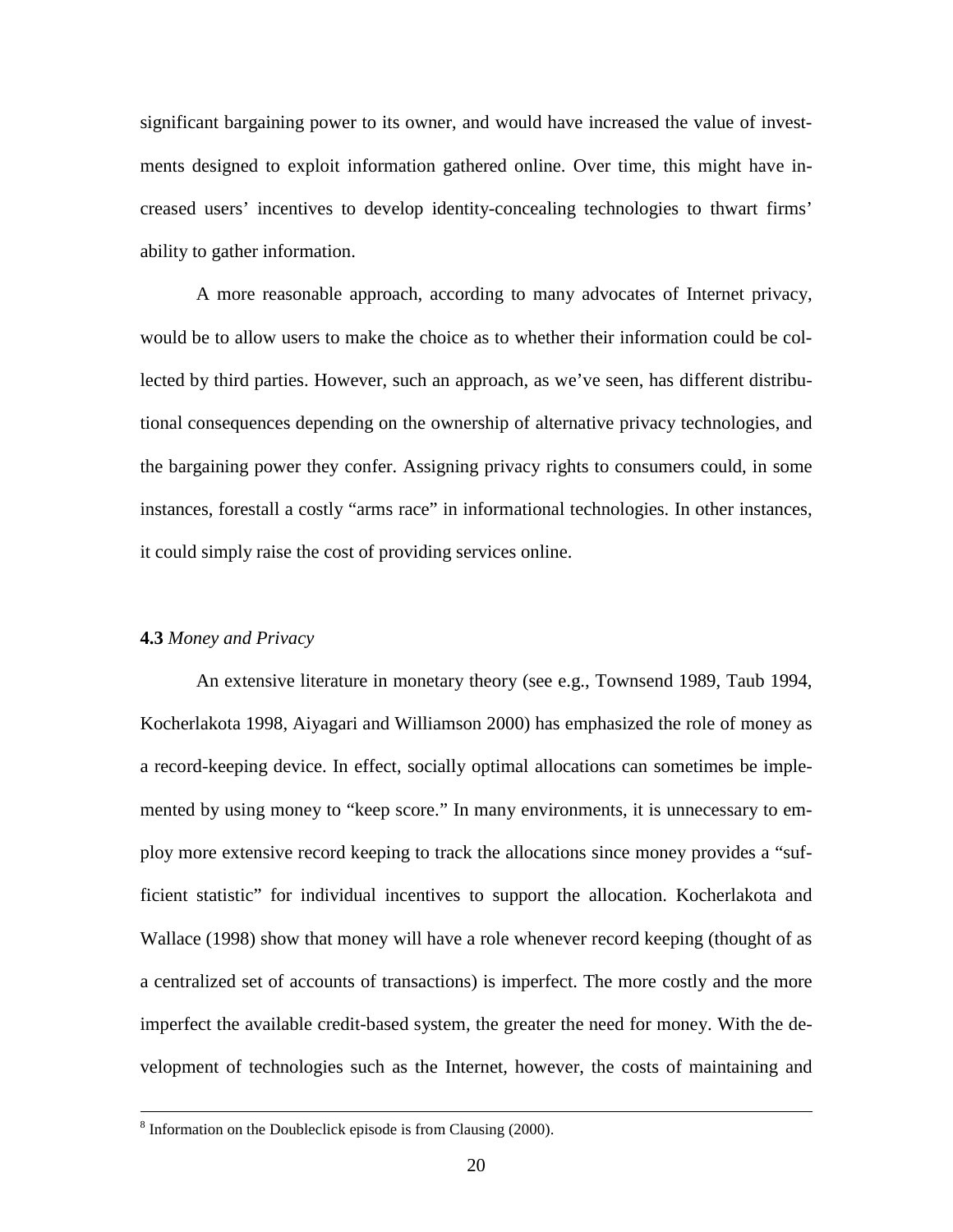significant bargaining power to its owner, and would have increased the value of investments designed to exploit information gathered online. Over time, this might have increased users' incentives to develop identity-concealing technologies to thwart firms' ability to gather information.

A more reasonable approach, according to many advocates of Internet privacy, would be to allow users to make the choice as to whether their information could be collected by third parties. However, such an approach, as we've seen, has different distributional consequences depending on the ownership of alternative privacy technologies, and the bargaining power they confer. Assigning privacy rights to consumers could, in some instances, forestall a costly "arms race" in informational technologies. In other instances, it could simply raise the cost of providing services online.

### **4.3** *Money and Privacy*

An extensive literature in monetary theory (see e.g., Townsend 1989, Taub 1994, Kocherlakota 1998, Aiyagari and Williamson 2000) has emphasized the role of money as a record-keeping device. In effect, socially optimal allocations can sometimes be implemented by using money to "keep score." In many environments, it is unnecessary to employ more extensive record keeping to track the allocations since money provides a "sufficient statistic" for individual incentives to support the allocation. Kocherlakota and Wallace (1998) show that money will have a role whenever record keeping (thought of as a centralized set of accounts of transactions) is imperfect. The more costly and the more imperfect the available credit-based system, the greater the need for money. With the development of technologies such as the Internet, however, the costs of maintaining and

[8] Information on the Doubleclick episode is from Clausing (2000).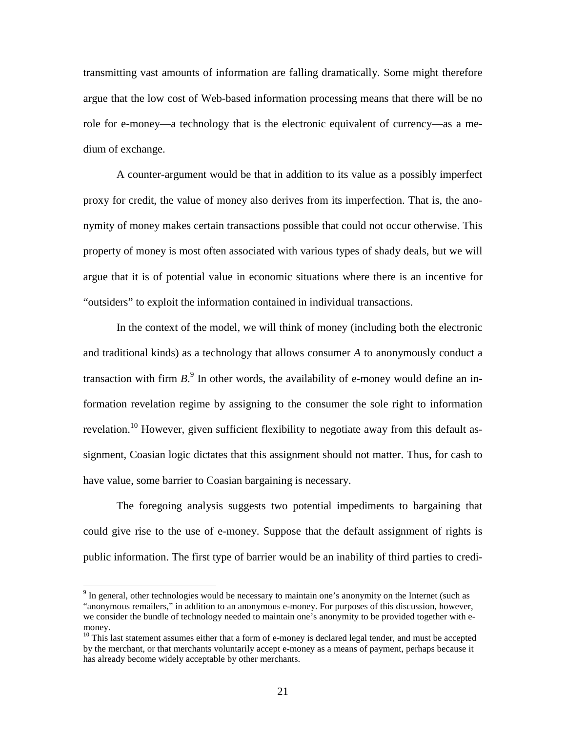transmitting vast amounts of information are falling dramatically. Some might therefore argue that the low cost of Web-based information processing means that there will be no role for e-money—a technology that is the electronic equivalent of currency—as a medium of exchange.

A counter-argument would be that in addition to its value as a possibly imperfect proxy for credit, the value of money also derives from its imperfection. That is, the anonymity of money makes certain transactions possible that could not occur otherwise. This property of money is most often associated with various types of shady deals, but we will argue that it is of potential value in economic situations where there is an incentive for "outsiders" to exploit the information contained in individual transactions.

In the context of the model, we will think of money (including both the electronic and traditional kinds) as a technology that allows consumer *A* to anonymously conduct a transaction with firm *B*.[9] In other words, the availability of e-money would define an information revelation regime by assigning to the consumer the sole right to information revelation.[10] However, given sufficient flexibility to negotiate away from this default assignment, Coasian logic dictates that this assignment should not matter. Thus, for cash to have value, some barrier to Coasian bargaining is necessary.

The foregoing analysis suggests two potential impediments to bargaining that could give rise to the use of e-money. Suppose that the default assignment of rights is public information. The first type of barrier would be an inability of third parties to credi-

[9] In general, other technologies would be necessary to maintain one's anonymity on the Internet (such as "anonymous remailers," in addition to an anonymous e-money. For purposes of this discussion, however, we consider the bundle of technology needed to maintain one's anonymity to be provided together with e-money.

[10] This last statement assumes either that a form of e-money is declared legal tender, and must be accepted by the merchant, or that merchants voluntarily accept e-money as a means of payment, perhaps because it has already become widely acceptable by other merchants.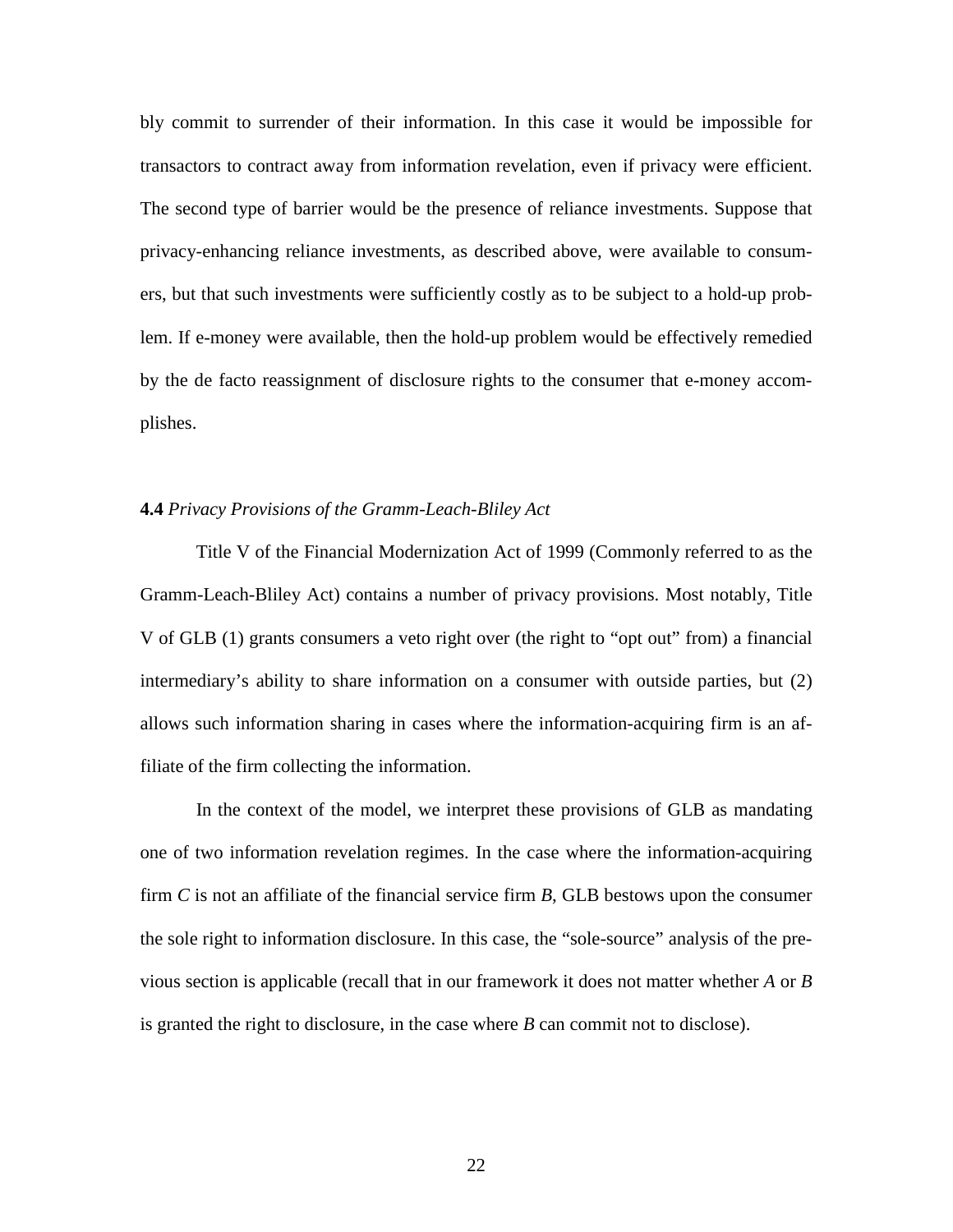bly commit to surrender of their information. In this case it would be impossible for transactors to contract away from information revelation, even if privacy were efficient. The second type of barrier would be the presence of reliance investments. Suppose that privacy-enhancing reliance investments, as described above, were available to consumers, but that such investments were sufficiently costly as to be subject to a hold-up problem. If e-money were available, then the hold-up problem would be effectively remedied by the de facto reassignment of disclosure rights to the consumer that e-money accomplishes.

### **4.4** *Privacy Provisions of the Gramm-Leach-Bliley Act*

Title V of the Financial Modernization Act of 1999 (Commonly referred to as the Gramm-Leach-Bliley Act) contains a number of privacy provisions. Most notably, Title V of GLB (1) grants consumers a veto right over (the right to "opt out" from) a financial intermediary's ability to share information on a consumer with outside parties, but (2) allows such information sharing in cases where the information-acquiring firm is an affiliate of the firm collecting the information.

In the context of the model, we interpret these provisions of GLB as mandating one of two information revelation regimes. In the case where the information-acquiring firm *C* is not an affiliate of the financial service firm *B*, GLB bestows upon the consumer the sole right to information disclosure. In this case, the "sole-source" analysis of the previous section is applicable (recall that in our framework it does not matter whether *A* or *B* is granted the right to disclosure, in the case where *B* can commit not to disclose).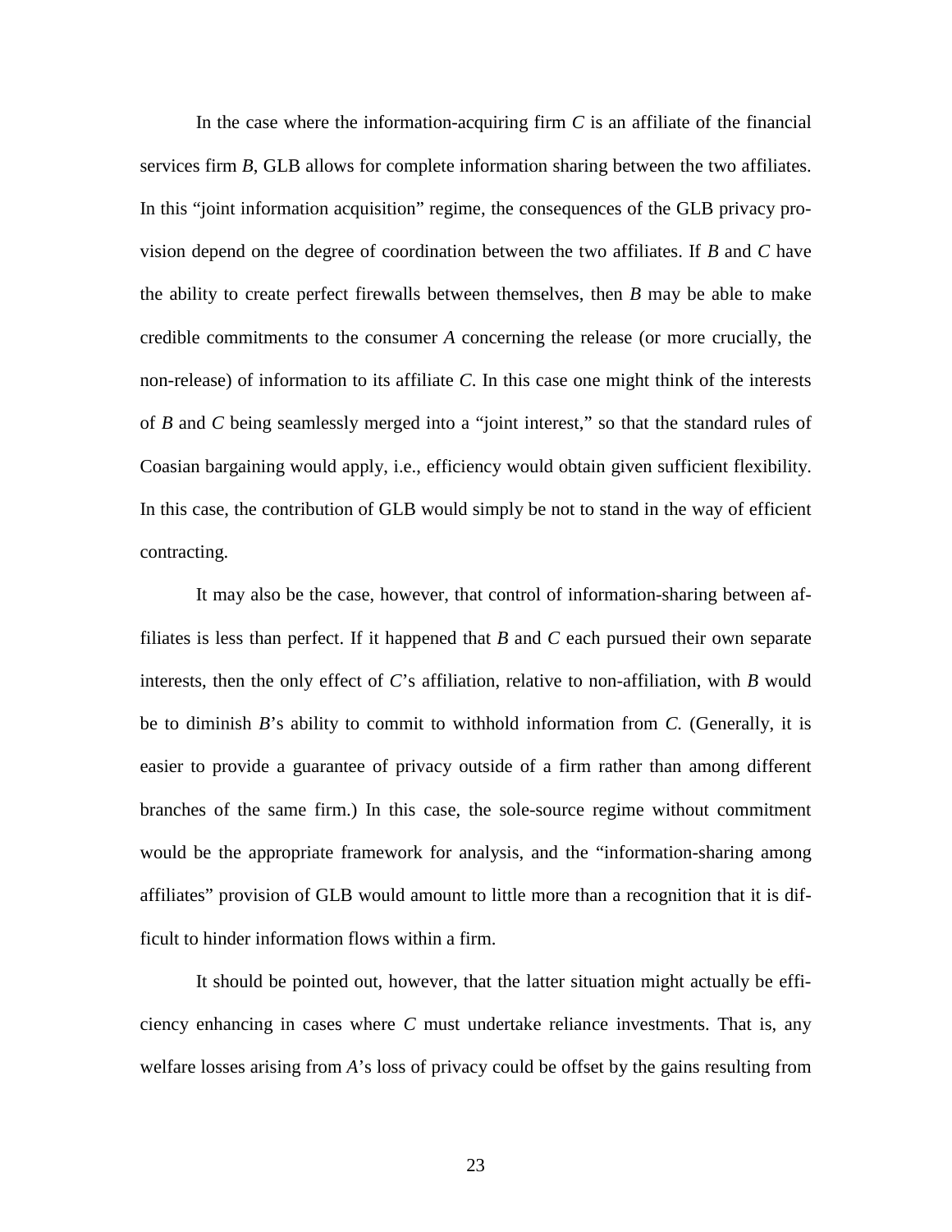In the case where the information-acquiring firm *C* is an affiliate of the financial services firm *B*, GLB allows for complete information sharing between the two affiliates. In this "joint information acquisition" regime, the consequences of the GLB privacy provision depend on the degree of coordination between the two affiliates. If *B* and *C* have the ability to create perfect firewalls between themselves, then *B* may be able to make credible commitments to the consumer *A* concerning the release (or more crucially, the non-release) of information to its affiliate *C*. In this case one might think of the interests of *B* and *C* being seamlessly merged into a "joint interest," so that the standard rules of Coasian bargaining would apply, i.e., efficiency would obtain given sufficient flexibility. In this case, the contribution of GLB would simply be not to stand in the way of efficient contracting.

It may also be the case, however, that control of information-sharing between affiliates is less than perfect. If it happened that *B* and *C* each pursued their own separate interests, then the only effect of *C*'s affiliation, relative to non-affiliation, with *B* would be to diminish *B*'s ability to commit to withhold information from *C*. (Generally, it is easier to provide a guarantee of privacy outside of a firm rather than among different branches of the same firm.) In this case, the sole-source regime without commitment would be the appropriate framework for analysis, and the "information-sharing among affiliates" provision of GLB would amount to little more than a recognition that it is difficult to hinder information flows within a firm.

It should be pointed out, however, that the latter situation might actually be efficiency enhancing in cases where *C* must undertake reliance investments. That is, any welfare losses arising from *A*'s loss of privacy could be offset by the gains resulting from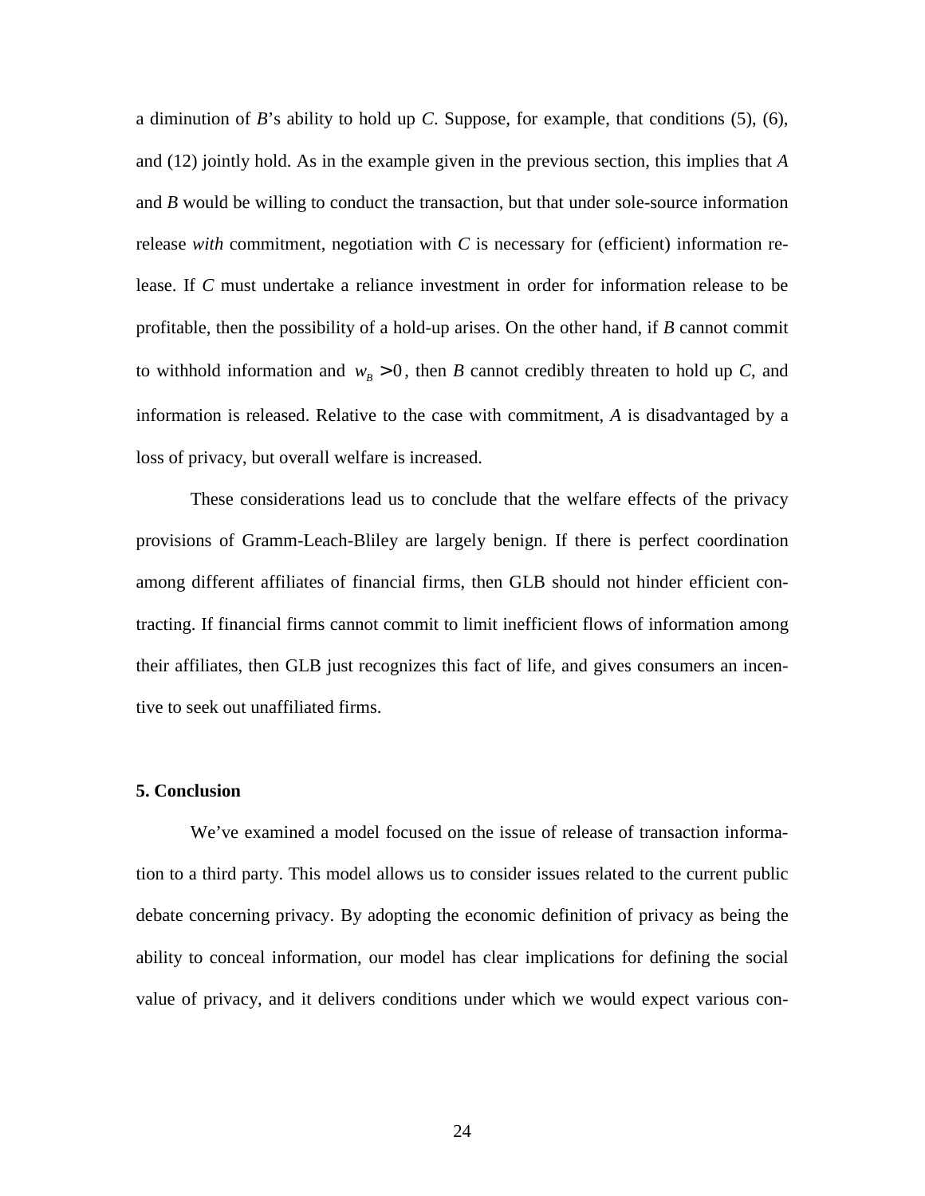a diminution of *B*'s ability to hold up *C*. Suppose, for example, that conditions (5), (6), and (12) jointly hold. As in the example given in the previous section, this implies that *A* and *B* would be willing to conduct the transaction, but that under sole-source information release *with* commitment, negotiation with *C* is necessary for (efficient) information release. If *C* must undertake a reliance investment in order for information release to be profitable, then the possibility of a hold-up arises. On the other hand, if *B* cannot commit to withhold information and $w_B > 0$, then *B* cannot credibly threaten to hold up *C*, and information is released. Relative to the case with commitment, *A* is disadvantaged by a loss of privacy, but overall welfare is increased.

These considerations lead us to conclude that the welfare effects of the privacy provisions of Gramm-Leach-Bliley are largely benign. If there is perfect coordination among different affiliates of financial firms, then GLB should not hinder efficient contracting. If financial firms cannot commit to limit inefficient flows of information among their affiliates, then GLB just recognizes this fact of life, and gives consumers an incentive to seek out unaffiliated firms.

## 5. Conclusion

We've examined a model focused on the issue of release of transaction information to a third party. This model allows us to consider issues related to the current public debate concerning privacy. By adopting the economic definition of privacy as being the ability to conceal information, our model has clear implications for defining the social value of privacy, and it delivers conditions under which we would expect various con-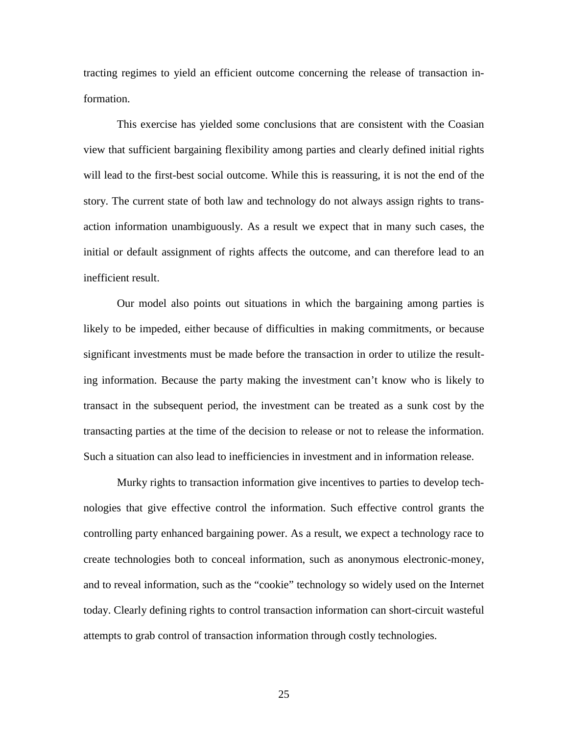tracting regimes to yield an efficient outcome concerning the release of transaction information.

This exercise has yielded some conclusions that are consistent with the Coasian view that sufficient bargaining flexibility among parties and clearly defined initial rights will lead to the first-best social outcome. While this is reassuring, it is not the end of the story. The current state of both law and technology do not always assign rights to transaction information unambiguously. As a result we expect that in many such cases, the initial or default assignment of rights affects the outcome, and can therefore lead to an inefficient result.

Our model also points out situations in which the bargaining among parties is likely to be impeded, either because of difficulties in making commitments, or because significant investments must be made before the transaction in order to utilize the resulting information. Because the party making the investment can't know who is likely to transact in the subsequent period, the investment can be treated as a sunk cost by the transacting parties at the time of the decision to release or not to release the information. Such a situation can also lead to inefficiencies in investment and in information release.

Murky rights to transaction information give incentives to parties to develop technologies that give effective control the information. Such effective control grants the controlling party enhanced bargaining power. As a result, we expect a technology race to create technologies both to conceal information, such as anonymous electronic-money, and to reveal information, such as the "cookie" technology so widely used on the Internet today. Clearly defining rights to control transaction information can short-circuit wasteful attempts to grab control of transaction information through costly technologies.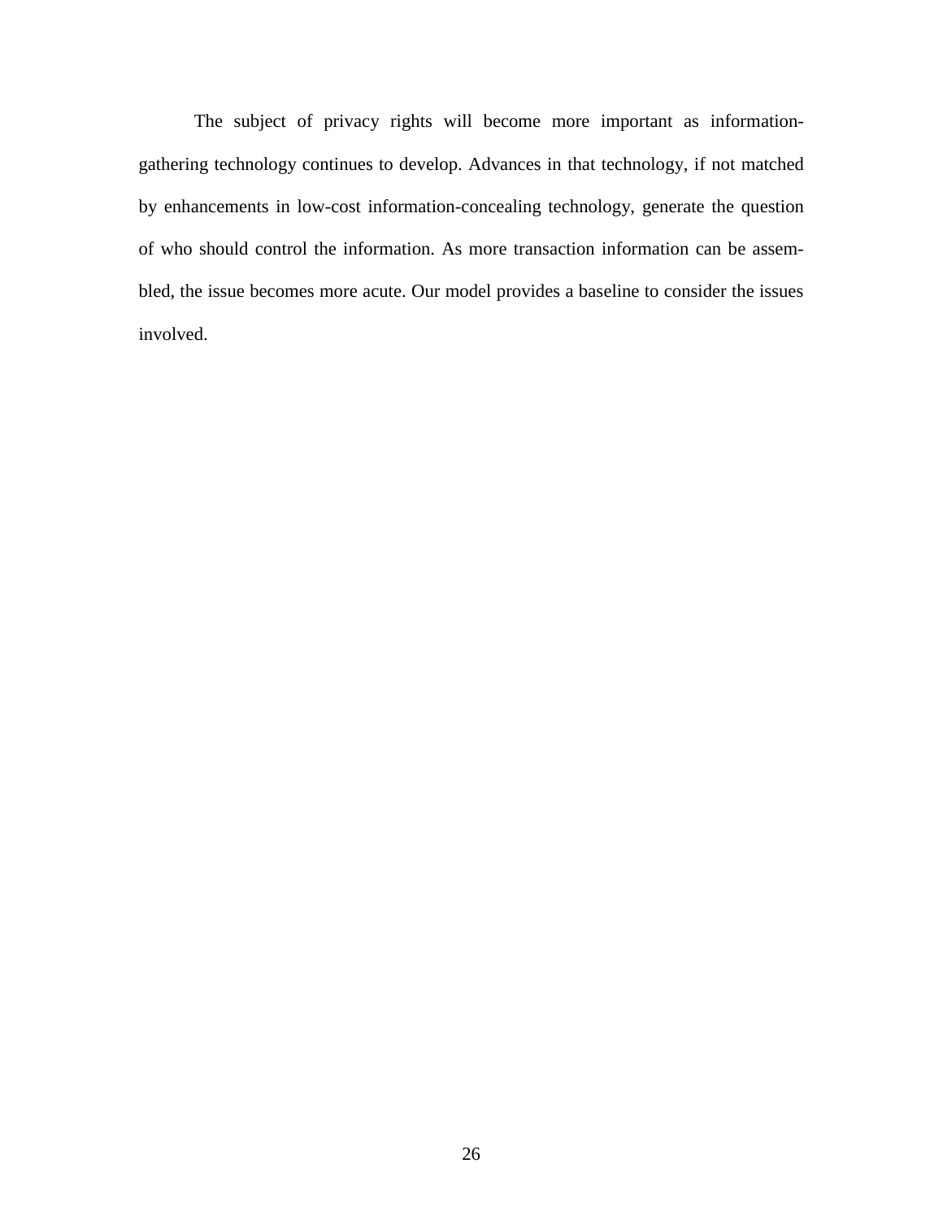The subject of privacy rights will become more important as information-gathering technology continues to develop. Advances in that technology, if not matched by enhancements in low-cost information-concealing technology, generate the question of who should control the information. As more transaction information can be assembled, the issue becomes more acute. Our model provides a baseline to consider the issues involved.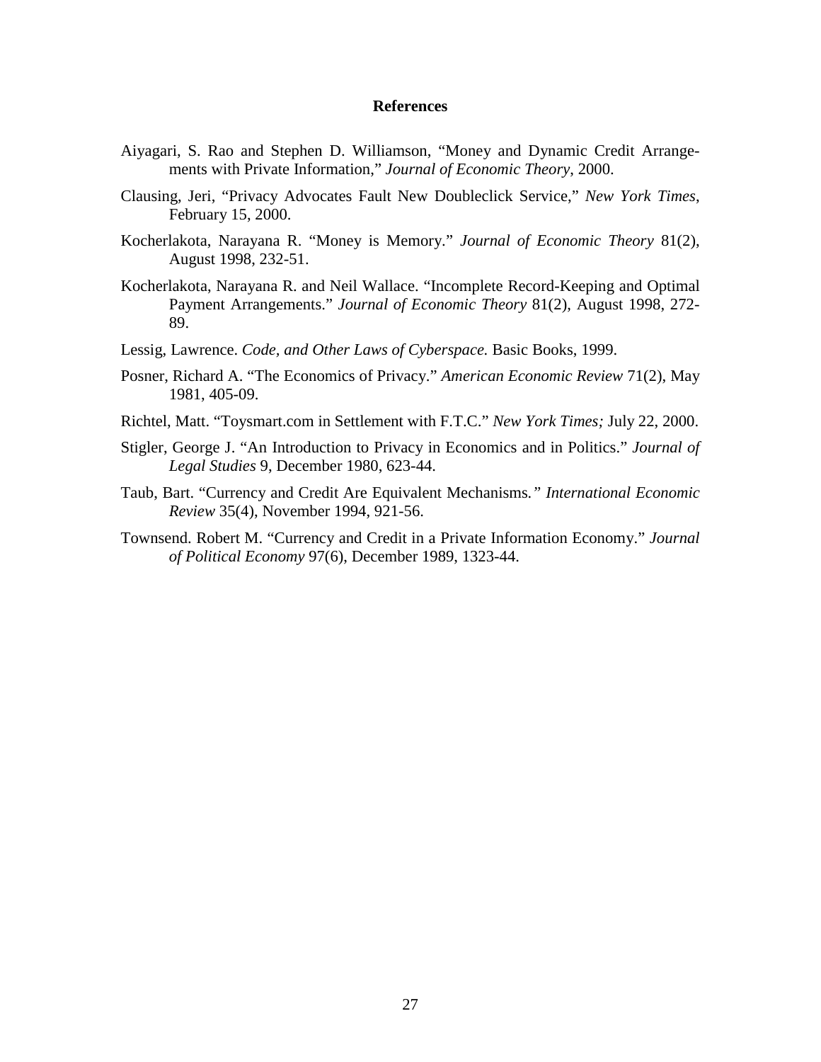# References

Aiyagari, S. Rao and Stephen D. Williamson, "Money and Dynamic Credit Arrangements with Private Information," *Journal of Economic Theory*, 2000.

Clausing, Jeri, "Privacy Advocates Fault New Doubleclick Service," *New York Times*, February 15, 2000.

Kocherlakota, Narayana R. "Money is Memory." *Journal of Economic Theory* 81(2), August 1998, 232-51.

Kocherlakota, Narayana R. and Neil Wallace. "Incomplete Record-Keeping and Optimal Payment Arrangements." *Journal of Economic Theory* 81(2), August 1998, 272-89.

Lessig, Lawrence. *Code, and Other Laws of Cyberspace.* Basic Books, 1999.

Posner, Richard A. "The Economics of Privacy." *American Economic Review* 71(2), May 1981, 405-09.

Richtel, Matt. "Toysmart.com in Settlement with F.T.C." *New York Times;* July 22, 2000.

Stigler, George J. "An Introduction to Privacy in Economics and in Politics." *Journal of Legal Studies* 9, December 1980, 623-44.

Taub, Bart. "Currency and Credit Are Equivalent Mechanisms." *International Economic Review* 35(4), November 1994, 921-56.

Townsend. Robert M. "Currency and Credit in a Private Information Economy." *Journal of Political Economy* 97(6), December 1989, 1323-44.